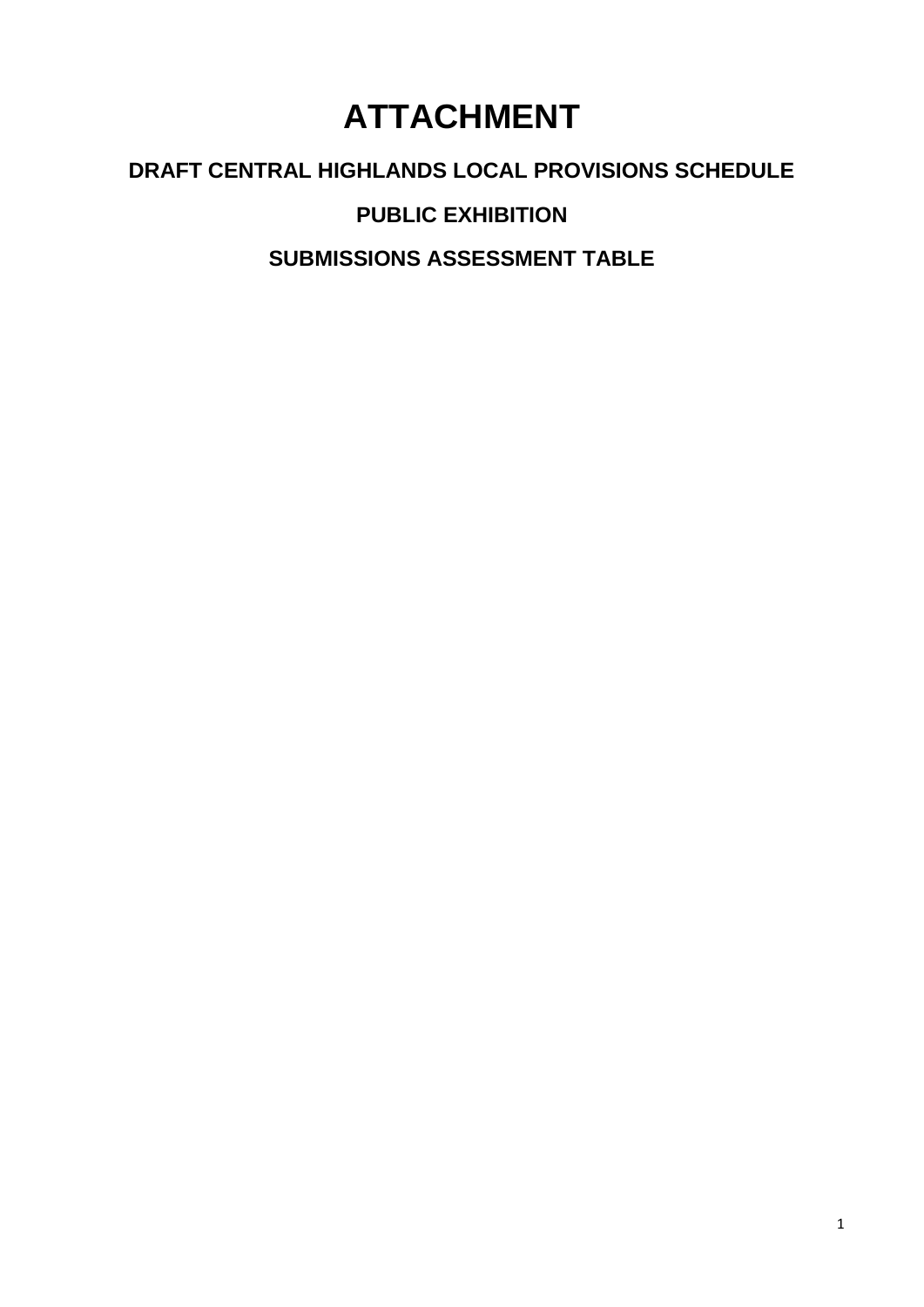# ATTACHMENT

## DRAFT CENTRAL HIGHLANDS LOCAL PROVISIONS SCHEDULE

## PUBLIC EXHIBITION

## SUBMISSIONS ASSESSMENT TABLE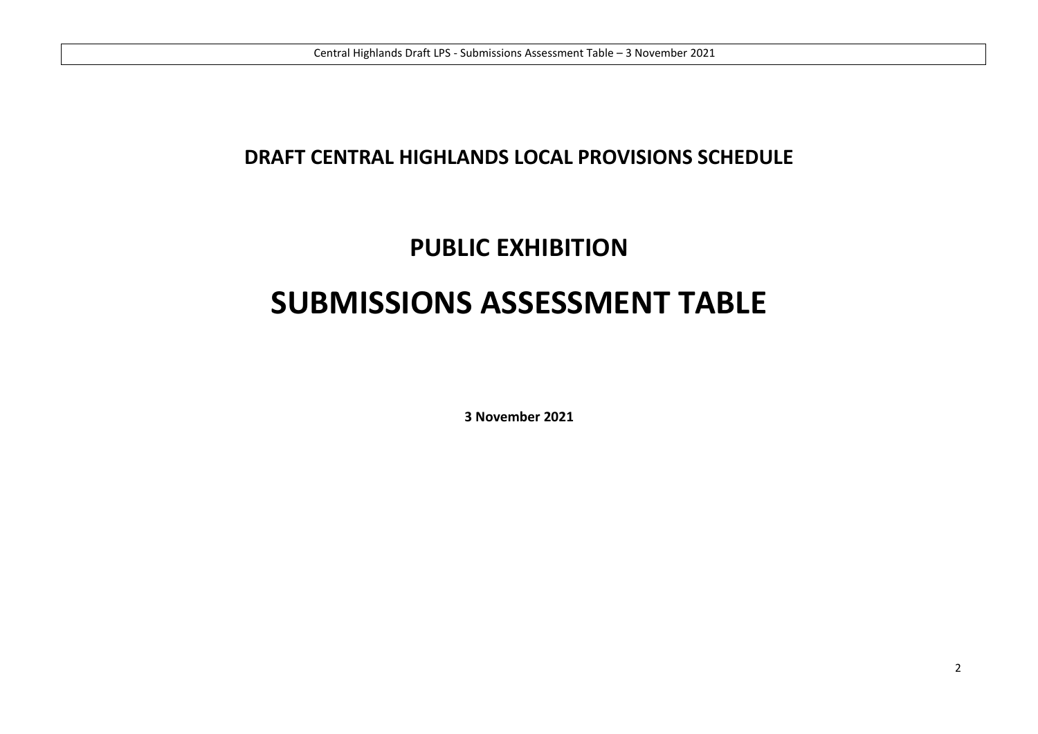## DRAFT CENTRAL HIGHLANDS LOCAL PROVISIONS SCHEDULE

## PUBLIC EXHIBITION

# SUBMISSIONS ASSESSMENT TABLE

**3 November 2021**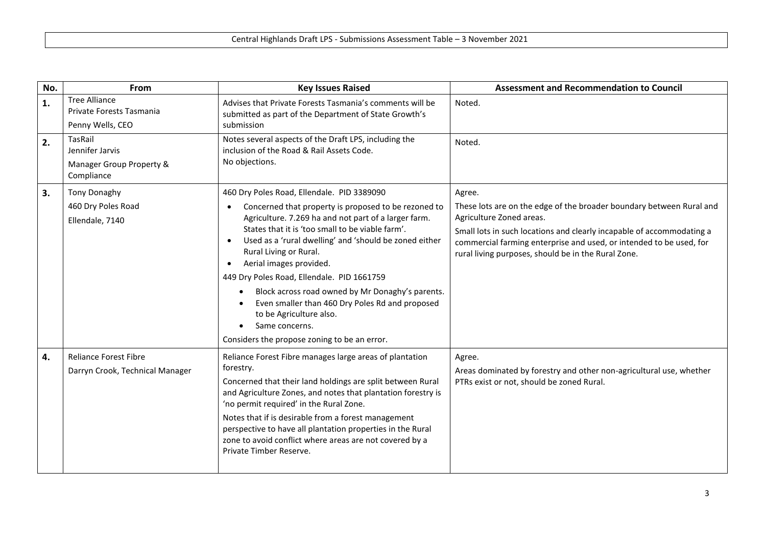Central Highlands Draft LPS - Submissions Assessment Table – 3 November 2021

| No. | From | Key Issues Raised | Assessment and Recommendation to Council |
|---|---|---|---|
| **1.** | Tree Alliance<br>Private Forests Tasmania<br>Penny Wells, CEO | Advises that Private Forests Tasmania's comments will be submitted as part of the Department of State Growth's submission | Noted. |
| **2.** | TasRail<br>Jennifer Jarvis<br>Manager Group Property & Compliance | Notes several aspects of the Draft LPS, including the inclusion of the Road & Rail Assets Code.<br>No objections. | Noted. |
| **3.** | Tony Donaghy<br>460 Dry Poles Road<br>Ellendale, 7140 | 460 Dry Poles Road, Ellendale. PID 3389090<br>• Concerned that property is proposed to be rezoned to Agriculture. 7.269 ha and not part of a larger farm. States that it is 'too small to be viable farm'.<br>• Used as a 'rural dwelling' and 'should be zoned either Rural Living or Rural.<br>• Aerial images provided.<br>449 Dry Poles Road, Ellendale. PID 1661759<br>• Block across road owned by Mr Donaghy's parents.<br>• Even smaller than 460 Dry Poles Rd and proposed to be Agriculture also.<br>• Same concerns.<br>Considers the propose zoning to be an error. | Agree.<br>These lots are on the edge of the broader boundary between Rural and Agriculture Zoned areas.<br>Small lots in such locations and clearly incapable of accommodating a commercial farming enterprise and used, or intended to be used, for rural living purposes, should be in the Rural Zone. |
| **4.** | Reliance Forest Fibre<br>Darryn Crook, Technical Manager | Reliance Forest Fibre manages large areas of plantation forestry.<br>Concerned that their land holdings are split between Rural and Agriculture Zones, and notes that plantation forestry is 'no permit required' in the Rural Zone.<br>Notes that if is desirable from a forest management perspective to have all plantation properties in the Rural zone to avoid conflict where areas are not covered by a Private Timber Reserve. | Agree.<br>Areas dominated by forestry and other non-agricultural use, whether PTRs exist or not, should be zoned Rural. |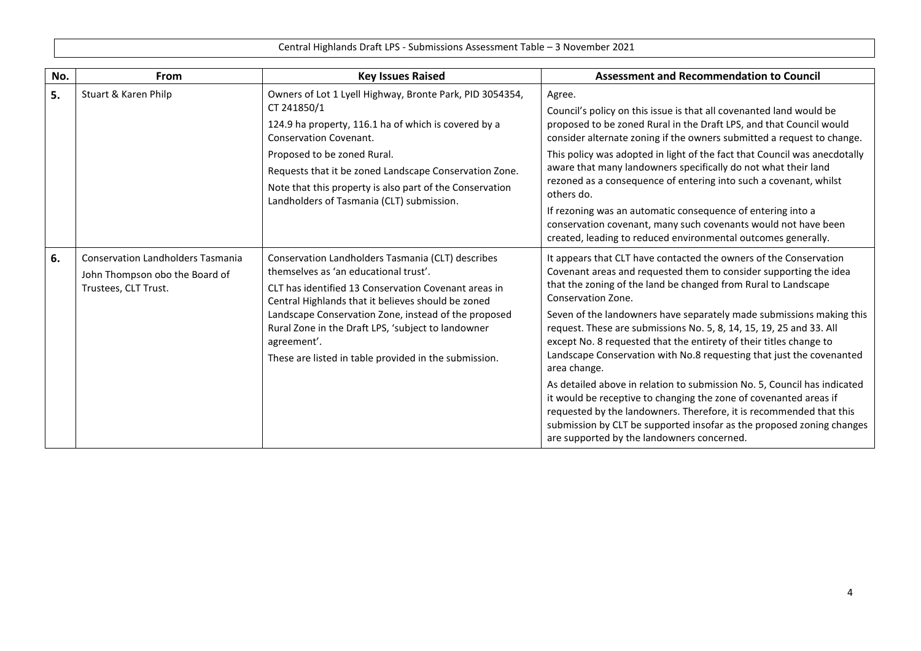Central Highlands Draft LPS - Submissions Assessment Table – 3 November 2021

| No. | From | Key Issues Raised | Assessment and Recommendation to Council |
|---|---|---|---|
| **5.** | Stuart & Karen Philp | Owners of Lot 1 Lyell Highway, Bronte Park, PID 3054354, CT 241850/1<br><br>124.9 ha property, 116.1 ha of which is covered by a Conservation Covenant.<br><br>Proposed to be zoned Rural.<br><br>Requests that it be zoned Landscape Conservation Zone.<br><br>Note that this property is also part of the Conservation Landholders of Tasmania (CLT) submission. | Agree.<br><br>Council's policy on this issue is that all covenanted land would be proposed to be zoned Rural in the Draft LPS, and that Council would consider alternate zoning if the owners submitted a request to change.<br><br>This policy was adopted in light of the fact that Council was anecdotally aware that many landowners specifically do not what their land rezoned as a consequence of entering into such a covenant, whilst others do.<br><br>If rezoning was an automatic consequence of entering into a conservation covenant, many such covenants would not have been created, leading to reduced environmental outcomes generally. |
| **6.** | Conservation Landholders Tasmania<br>John Thompson obo the Board of Trustees, CLT Trust. | Conservation Landholders Tasmania (CLT) describes themselves as 'an educational trust'.<br><br>CLT has identified 13 Conservation Covenant areas in Central Highlands that it believes should be zoned Landscape Conservation Zone, instead of the proposed Rural Zone in the Draft LPS, 'subject to landowner agreement'.<br><br>These are listed in table provided in the submission. | It appears that CLT have contacted the owners of the Conservation Covenant areas and requested them to consider supporting the idea that the zoning of the land be changed from Rural to Landscape Conservation Zone.<br><br>Seven of the landowners have separately made submissions making this request. These are submissions No. 5, 8, 14, 15, 19, 25 and 33. All except No. 8 requested that the entirety of their titles change to Landscape Conservation with No.8 requesting that just the covenanted area change.<br><br>As detailed above in relation to submission No. 5, Council has indicated it would be receptive to changing the zone of covenanted areas if requested by the landowners. Therefore, it is recommended that this submission by CLT be supported insofar as the proposed zoning changes are supported by the landowners concerned. |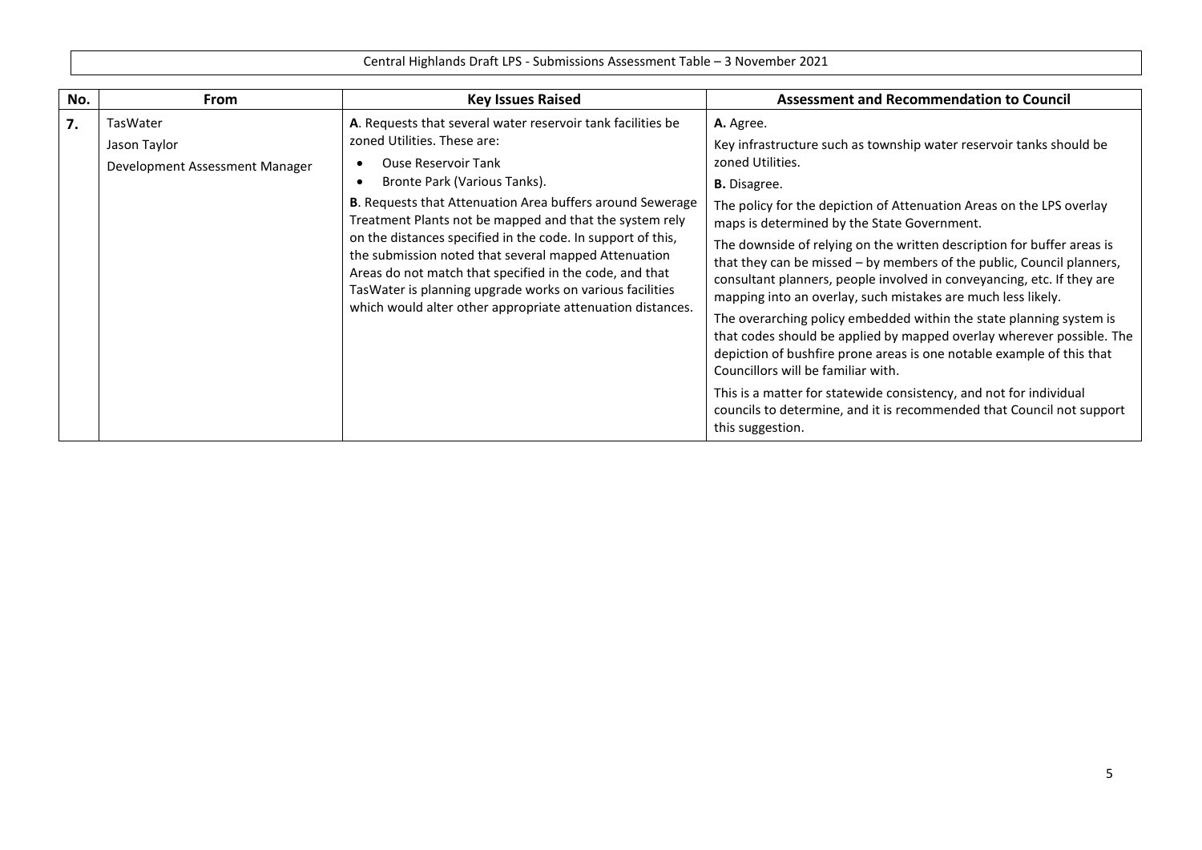| No. | From | Key Issues Raised | Assessment and Recommendation to Council |
|---|---|---|---|
| **7.** | TasWater<br>Jason Taylor<br>Development Assessment Manager | **A**. Requests that several water reservoir tank facilities be zoned Utilities. These are:<br>• Ouse Reservoir Tank<br>• Bronte Park (Various Tanks).<br>**B**. Requests that Attenuation Area buffers around Sewerage Treatment Plants not be mapped and that the system rely on the distances specified in the code. In support of this, the submission noted that several mapped Attenuation Areas do not match that specified in the code, and that TasWater is planning upgrade works on various facilities which would alter other appropriate attenuation distances. | **A.** Agree.<br>Key infrastructure such as township water reservoir tanks should be zoned Utilities.<br>**B.** Disagree.<br>The policy for the depiction of Attenuation Areas on the LPS overlay maps is determined by the State Government.<br>The downside of relying on the written description for buffer areas is that they can be missed – by members of the public, Council planners, consultant planners, people involved in conveyancing, etc. If they are mapping into an overlay, such mistakes are much less likely.<br>The overarching policy embedded within the state planning system is that codes should be applied by mapped overlay wherever possible. The depiction of bushfire prone areas is one notable example of this that Councillors will be familiar with.<br>This is a matter for statewide consistency, and not for individual councils to determine, and it is recommended that Council not support this suggestion. |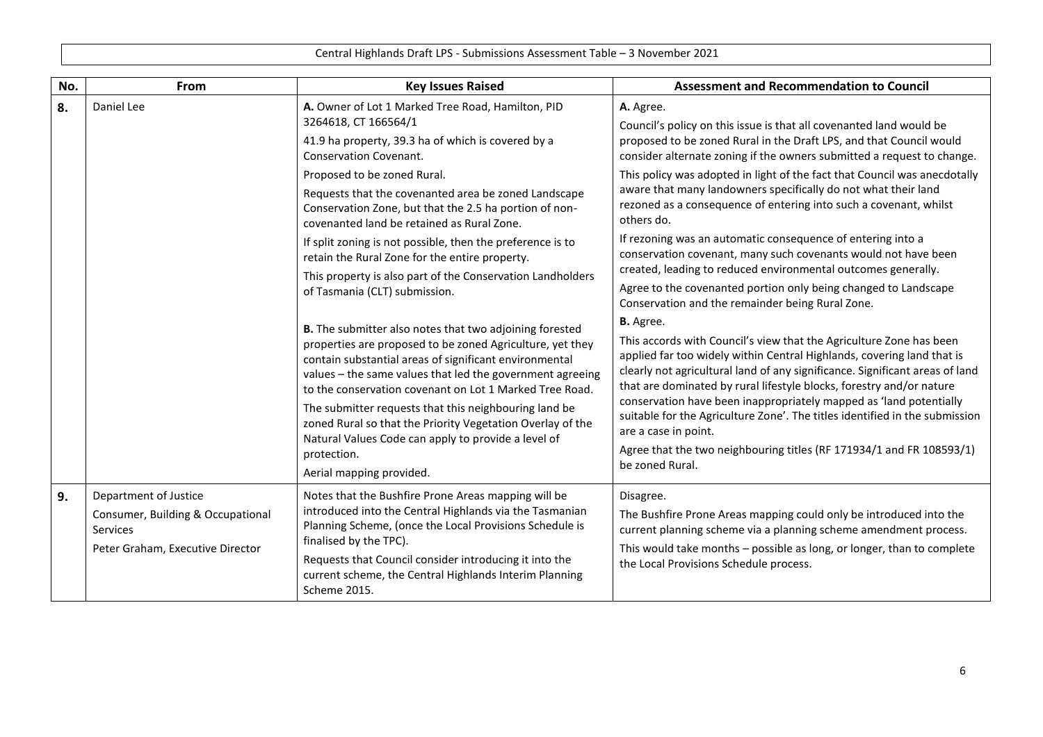Central Highlands Draft LPS - Submissions Assessment Table – 3 November 2021

| No. | From | Key Issues Raised | Assessment and Recommendation to Council |
|---|---|---|---|
| **8.** | Daniel Lee | **A.** Owner of Lot 1 Marked Tree Road, Hamilton, PID 3264618, CT 166564/1<br><br>41.9 ha property, 39.3 ha of which is covered by a Conservation Covenant.<br><br>Proposed to be zoned Rural.<br><br>Requests that the covenanted area be zoned Landscape Conservation Zone, but that the 2.5 ha portion of non-covenanted land be retained as Rural Zone.<br><br>If split zoning is not possible, then the preference is to retain the Rural Zone for the entire property.<br><br>This property is also part of the Conservation Landholders of Tasmania (CLT) submission.<br><br>**B.** The submitter also notes that two adjoining forested properties are proposed to be zoned Agriculture, yet they contain substantial areas of significant environmental values – the same values that led the government agreeing to the conservation covenant on Lot 1 Marked Tree Road.<br><br>The submitter requests that this neighbouring land be zoned Rural so that the Priority Vegetation Overlay of the Natural Values Code can apply to provide a level of protection.<br><br>Aerial mapping provided. | **A.** Agree.<br><br>Council's policy on this issue is that all covenanted land would be proposed to be zoned Rural in the Draft LPS, and that Council would consider alternate zoning if the owners submitted a request to change.<br><br>This policy was adopted in light of the fact that Council was anecdotally aware that many landowners specifically do not what their land rezoned as a consequence of entering into such a covenant, whilst others do.<br><br>If rezoning was an automatic consequence of entering into a conservation covenant, many such covenants would not have been created, leading to reduced environmental outcomes generally.<br><br>Agree to the covenanted portion only being changed to Landscape Conservation and the remainder being Rural Zone.<br><br>**B.** Agree.<br><br>This accords with Council's view that the Agriculture Zone has been applied far too widely within Central Highlands, covering land that is clearly not agricultural land of any significance. Significant areas of land that are dominated by rural lifestyle blocks, forestry and/or nature conservation have been inappropriately mapped as 'land potentially suitable for the Agriculture Zone'. The titles identified in the submission are a case in point.<br><br>Agree that the two neighbouring titles (RF 171934/1 and FR 108593/1) be zoned Rural. |
| **9.** | Department of Justice<br><br>Consumer, Building & Occupational Services<br><br>Peter Graham, Executive Director | Notes that the Bushfire Prone Areas mapping will be introduced into the Central Highlands via the Tasmanian Planning Scheme, (once the Local Provisions Schedule is finalised by the TPC).<br><br>Requests that Council consider introducing it into the current scheme, the Central Highlands Interim Planning Scheme 2015. | Disagree.<br><br>The Bushfire Prone Areas mapping could only be introduced into the current planning scheme via a planning scheme amendment process.<br><br>This would take months – possible as long, or longer, than to complete the Local Provisions Schedule process. |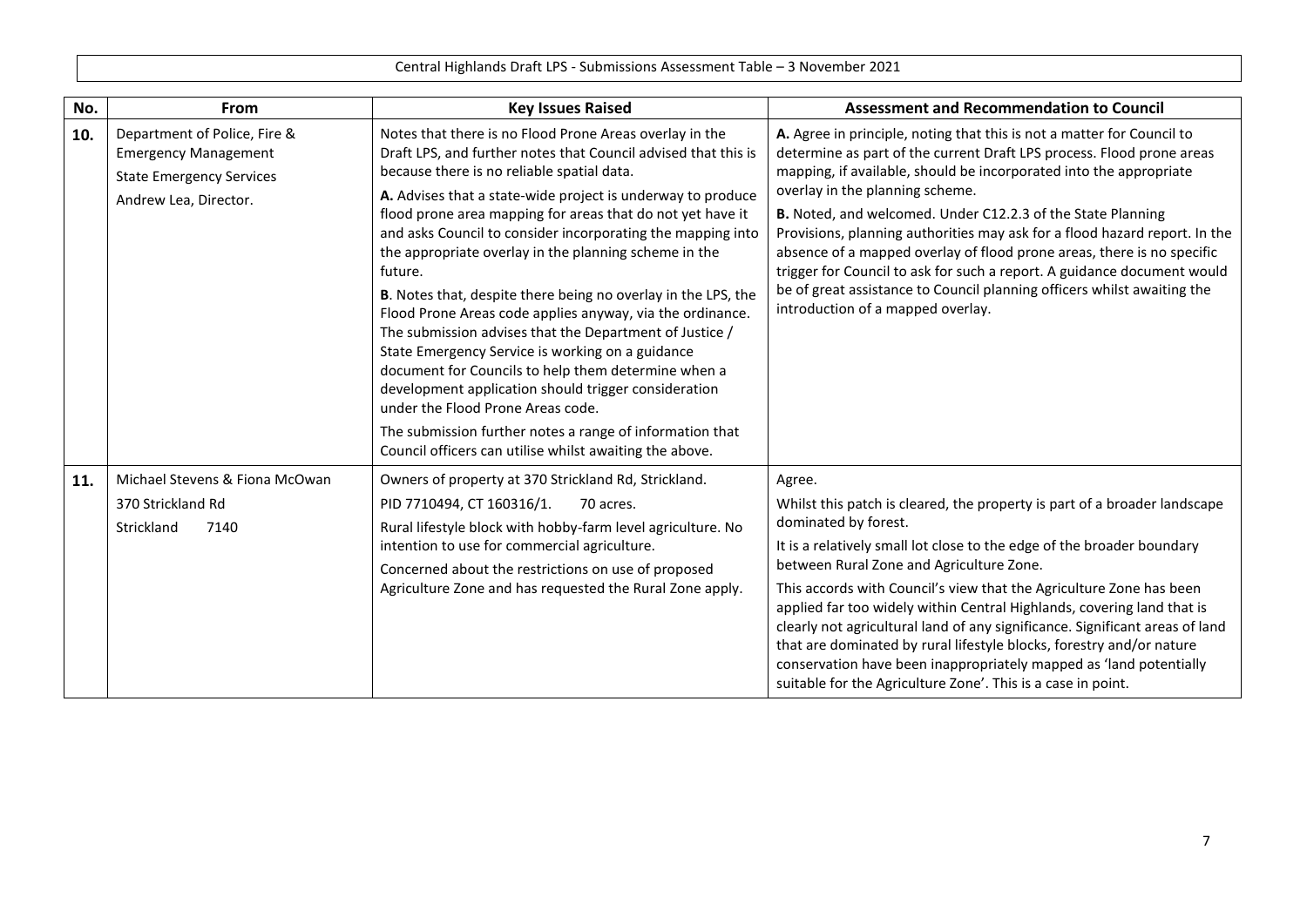| No. | From | Key Issues Raised | Assessment and Recommendation to Council |
|---|---|---|---|
| **10.** | Department of Police, Fire & Emergency Management<br>State Emergency Services<br>Andrew Lea, Director. | Notes that there is no Flood Prone Areas overlay in the Draft LPS, and further notes that Council advised that this is because there is no reliable spatial data.<br>**A.** Advises that a state-wide project is underway to produce flood prone area mapping for areas that do not yet have it and asks Council to consider incorporating the mapping into the appropriate overlay in the planning scheme in the future.<br>**B**. Notes that, despite there being no overlay in the LPS, the Flood Prone Areas code applies anyway, via the ordinance. The submission advises that the Department of Justice / State Emergency Service is working on a guidance document for Councils to help them determine when a development application should trigger consideration under the Flood Prone Areas code.<br>The submission further notes a range of information that Council officers can utilise whilst awaiting the above. | **A.** Agree in principle, noting that this is not a matter for Council to determine as part of the current Draft LPS process. Flood prone areas mapping, if available, should be incorporated into the appropriate overlay in the planning scheme.<br>**B.** Noted, and welcomed. Under C12.2.3 of the State Planning Provisions, planning authorities may ask for a flood hazard report. In the absence of a mapped overlay of flood prone areas, there is no specific trigger for Council to ask for such a report. A guidance document would be of great assistance to Council planning officers whilst awaiting the introduction of a mapped overlay. |
| **11.** | Michael Stevens & Fiona McOwan<br>370 Strickland Rd<br>Strickland 7140 | Owners of property at 370 Strickland Rd, Strickland.<br>PID 7710494, CT 160316/1. 70 acres.<br>Rural lifestyle block with hobby-farm level agriculture. No intention to use for commercial agriculture.<br>Concerned about the restrictions on use of proposed Agriculture Zone and has requested the Rural Zone apply. | Agree.<br>Whilst this patch is cleared, the property is part of a broader landscape dominated by forest.<br>It is a relatively small lot close to the edge of the broader boundary between Rural Zone and Agriculture Zone.<br>This accords with Council's view that the Agriculture Zone has been applied far too widely within Central Highlands, covering land that is clearly not agricultural land of any significance. Significant areas of land that are dominated by rural lifestyle blocks, forestry and/or nature conservation have been inappropriately mapped as 'land potentially suitable for the Agriculture Zone'. This is a case in point. |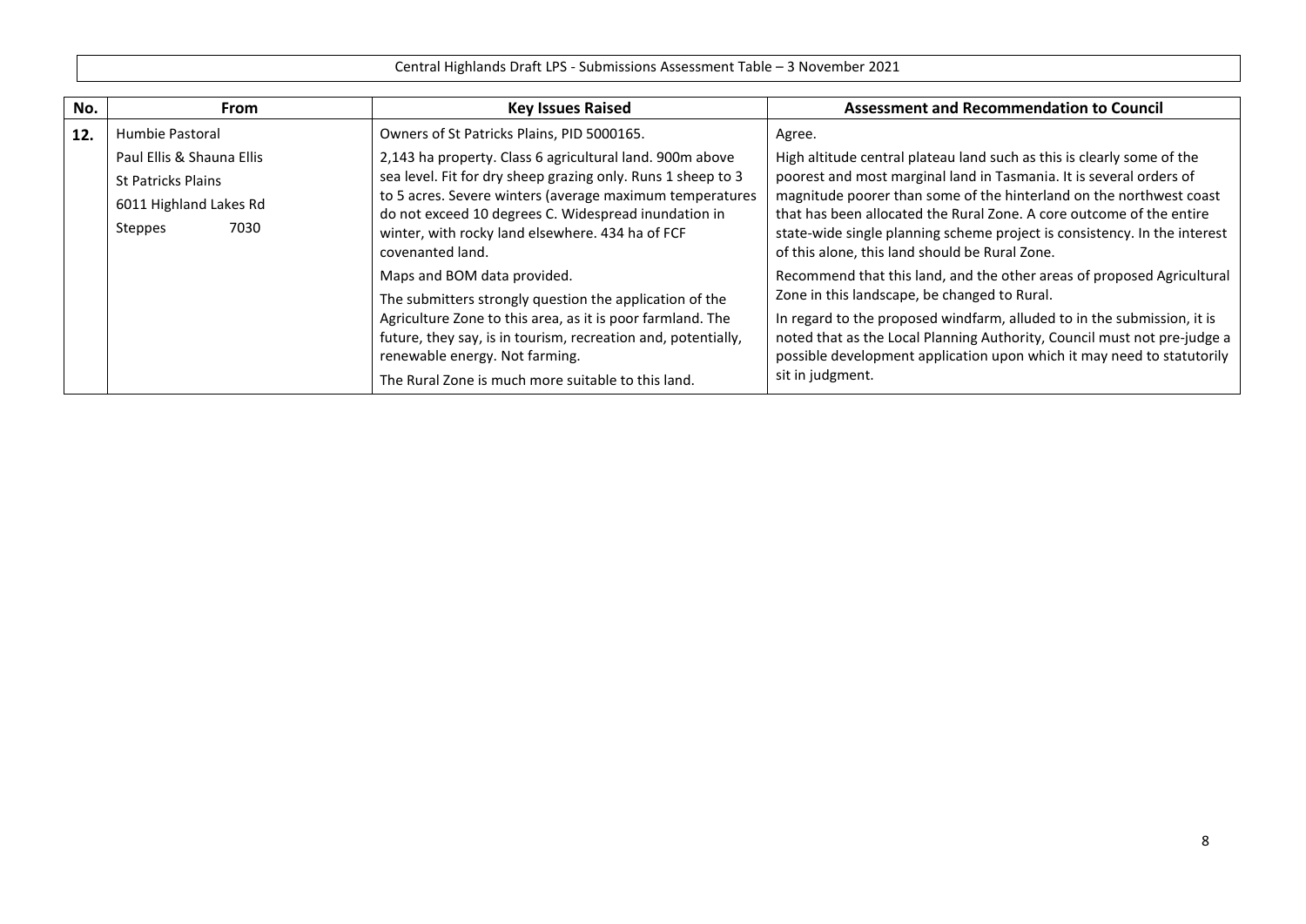Central Highlands Draft LPS - Submissions Assessment Table – 3 November 2021

| No. | From | Key Issues Raised | Assessment and Recommendation to Council |
|---|---|---|---|
| **12.** | Humbie Pastoral<br><br>Paul Ellis & Shauna Ellis<br>St Patricks Plains<br>6011 Highland Lakes Rd<br>Steppes 7030 | Owners of St Patricks Plains, PID 5000165.<br><br>2,143 ha property. Class 6 agricultural land. 900m above sea level. Fit for dry sheep grazing only. Runs 1 sheep to 3 to 5 acres. Severe winters (average maximum temperatures do not exceed 10 degrees C. Widespread inundation in winter, with rocky land elsewhere. 434 ha of FCF covenanted land.<br><br>Maps and BOM data provided.<br><br>The submitters strongly question the application of the Agriculture Zone to this area, as it is poor farmland. The future, they say, is in tourism, recreation and, potentially, renewable energy. Not farming.<br><br>The Rural Zone is much more suitable to this land. | Agree.<br><br>High altitude central plateau land such as this is clearly some of the poorest and most marginal land in Tasmania. It is several orders of magnitude poorer than some of the hinterland on the northwest coast that has been allocated the Rural Zone. A core outcome of the entire state-wide single planning scheme project is consistency. In the interest of this alone, this land should be Rural Zone.<br><br>Recommend that this land, and the other areas of proposed Agricultural Zone in this landscape, be changed to Rural.<br><br>In regard to the proposed windfarm, alluded to in the submission, it is noted that as the Local Planning Authority, Council must not pre-judge a possible development application upon which it may need to statutorily sit in judgment. |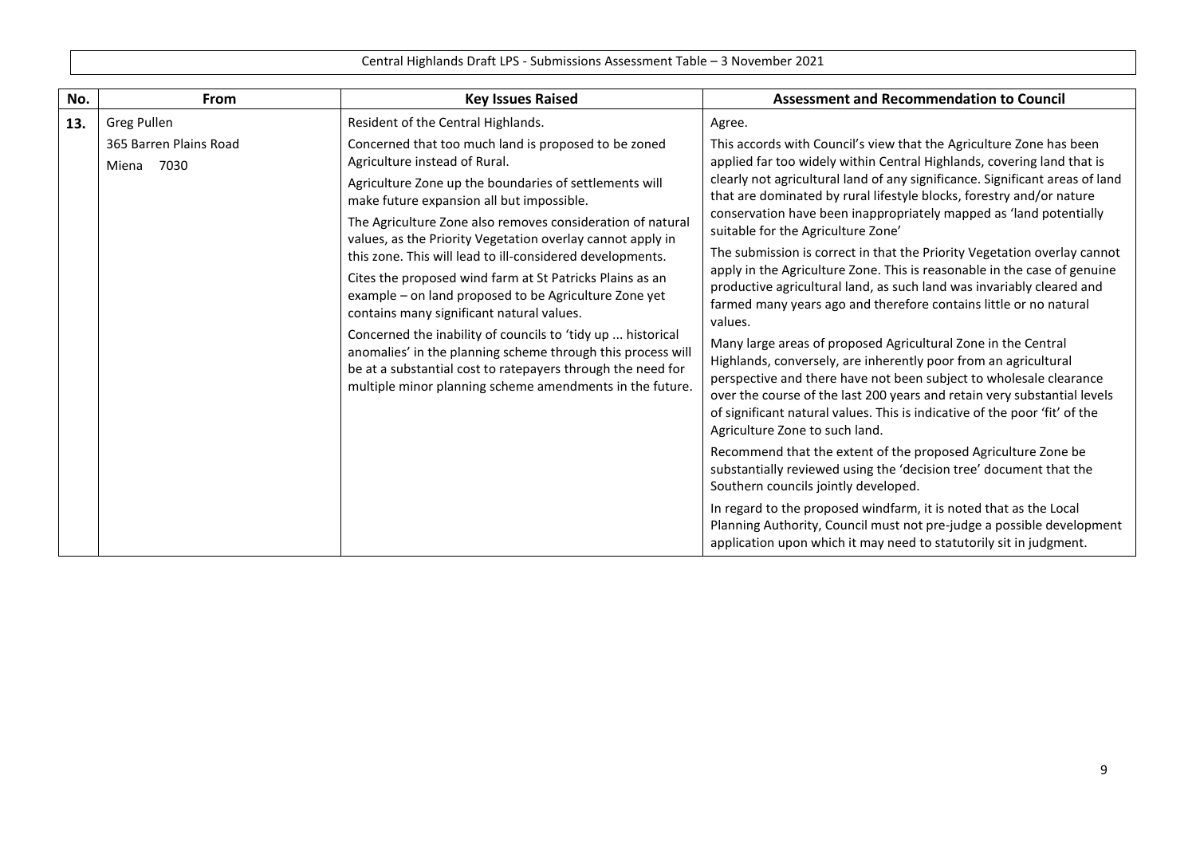| No. | From | Key Issues Raised | Assessment and Recommendation to Council |
|---|---|---|---|
| **13.** | Greg Pullen<br><br>365 Barren Plains Road<br><br>Miena 7030 | Resident of the Central Highlands.<br><br>Concerned that too much land is proposed to be zoned Agriculture instead of Rural.<br><br>Agriculture Zone up the boundaries of settlements will make future expansion all but impossible.<br><br>The Agriculture Zone also removes consideration of natural values, as the Priority Vegetation overlay cannot apply in this zone. This will lead to ill-considered developments.<br><br>Cites the proposed wind farm at St Patricks Plains as an example – on land proposed to be Agriculture Zone yet contains many significant natural values.<br><br>Concerned the inability of councils to 'tidy up ... historical anomalies' in the planning scheme through this process will be at a substantial cost to ratepayers through the need for multiple minor planning scheme amendments in the future. | Agree.<br><br>This accords with Council's view that the Agriculture Zone has been applied far too widely within Central Highlands, covering land that is clearly not agricultural land of any significance. Significant areas of land that are dominated by rural lifestyle blocks, forestry and/or nature conservation have been inappropriately mapped as 'land potentially suitable for the Agriculture Zone'<br><br>The submission is correct in that the Priority Vegetation overlay cannot apply in the Agriculture Zone. This is reasonable in the case of genuine productive agricultural land, as such land was invariably cleared and farmed many years ago and therefore contains little or no natural values.<br><br>Many large areas of proposed Agricultural Zone in the Central Highlands, conversely, are inherently poor from an agricultural perspective and there have not been subject to wholesale clearance over the course of the last 200 years and retain very substantial levels of significant natural values. This is indicative of the poor 'fit' of the Agriculture Zone to such land.<br><br>Recommend that the extent of the proposed Agriculture Zone be substantially reviewed using the 'decision tree' document that the Southern councils jointly developed.<br><br>In regard to the proposed windfarm, it is noted that as the Local Planning Authority, Council must not pre-judge a possible development application upon which it may need to statutorily sit in judgment. |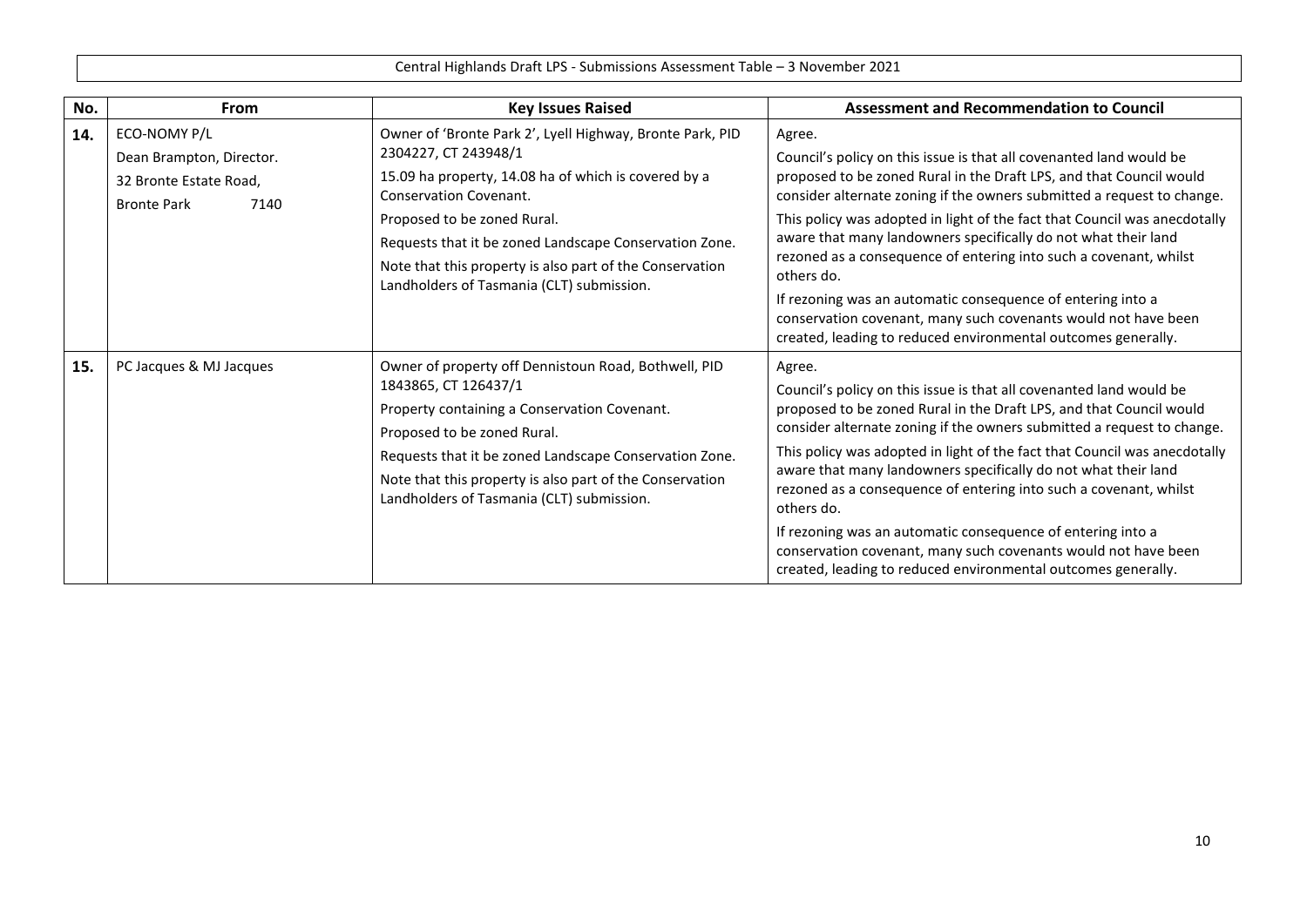Central Highlands Draft LPS - Submissions Assessment Table – 3 November 2021

| No. | From | Key Issues Raised | Assessment and Recommendation to Council |
|---|---|---|---|
| **14.** | ECO-NOMY P/L<br>Dean Brampton, Director.<br>32 Bronte Estate Road,<br>Bronte Park 7140 | Owner of 'Bronte Park 2', Lyell Highway, Bronte Park, PID 2304227, CT 243948/1<br>15.09 ha property, 14.08 ha of which is covered by a Conservation Covenant.<br>Proposed to be zoned Rural.<br>Requests that it be zoned Landscape Conservation Zone.<br>Note that this property is also part of the Conservation Landholders of Tasmania (CLT) submission. | Agree.<br>Council's policy on this issue is that all covenanted land would be proposed to be zoned Rural in the Draft LPS, and that Council would consider alternate zoning if the owners submitted a request to change.<br>This policy was adopted in light of the fact that Council was anecdotally aware that many landowners specifically do not what their land rezoned as a consequence of entering into such a covenant, whilst others do.<br>If rezoning was an automatic consequence of entering into a conservation covenant, many such covenants would not have been created, leading to reduced environmental outcomes generally. |
| **15.** | PC Jacques & MJ Jacques | Owner of property off Dennistoun Road, Bothwell, PID 1843865, CT 126437/1<br>Property containing a Conservation Covenant.<br>Proposed to be zoned Rural.<br>Requests that it be zoned Landscape Conservation Zone.<br>Note that this property is also part of the Conservation Landholders of Tasmania (CLT) submission. | Agree.<br>Council's policy on this issue is that all covenanted land would be proposed to be zoned Rural in the Draft LPS, and that Council would consider alternate zoning if the owners submitted a request to change.<br>This policy was adopted in light of the fact that Council was anecdotally aware that many landowners specifically do not what their land rezoned as a consequence of entering into such a covenant, whilst others do.<br>If rezoning was an automatic consequence of entering into a conservation covenant, many such covenants would not have been created, leading to reduced environmental outcomes generally. |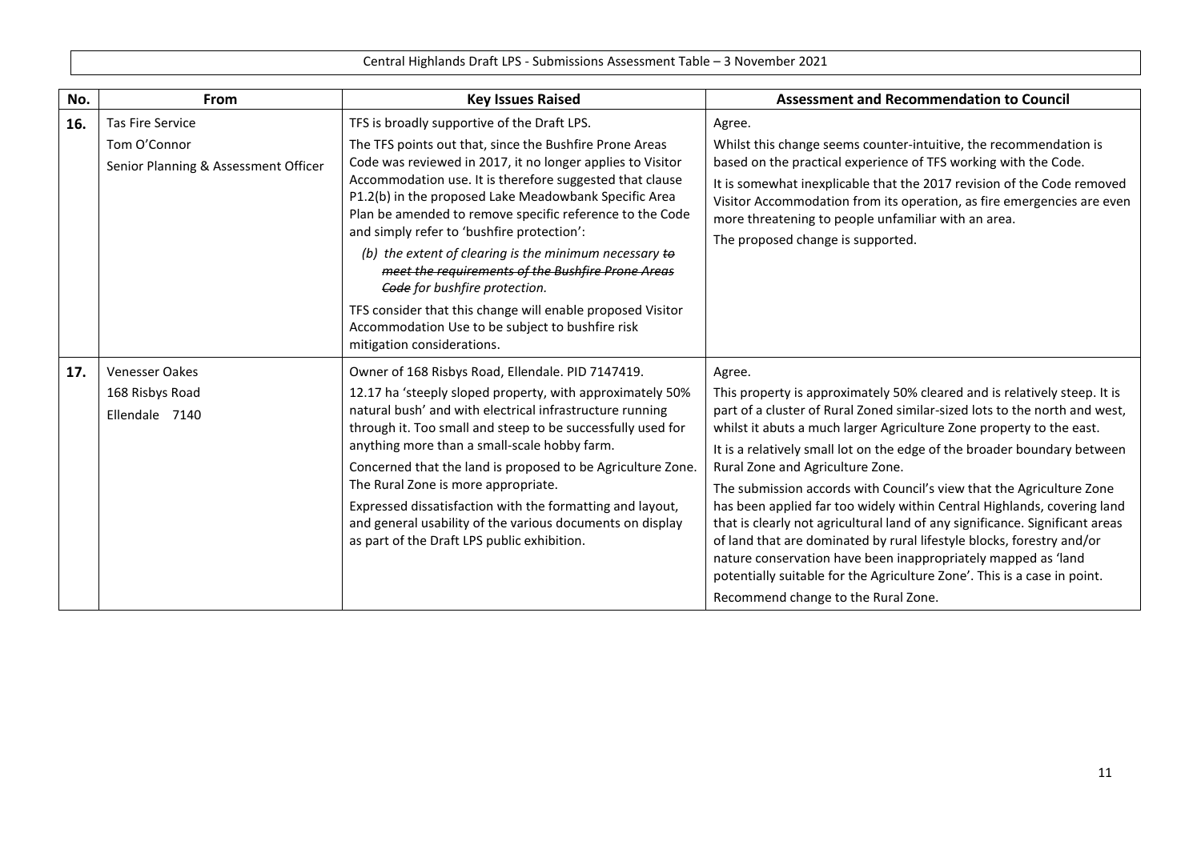| No. | From | Key Issues Raised | Assessment and Recommendation to Council |
|---|---|---|---|
| **16.** | Tas Fire Service<br><br>Tom O'Connor<br><br>Senior Planning & Assessment Officer | TFS is broadly supportive of the Draft LPS.<br><br>The TFS points out that, since the Bushfire Prone Areas Code was reviewed in 2017, it no longer applies to Visitor Accommodation use. It is therefore suggested that clause P1.2(b) in the proposed Lake Meadowbank Specific Area Plan be amended to remove specific reference to the Code and simply refer to 'bushfire protection':<br><br>*(b) the extent of clearing is the minimum necessary ~~to meet the requirements of the Bushfire Prone Areas Code~~ for bushfire protection.*<br><br>TFS consider that this change will enable proposed Visitor Accommodation Use to be subject to bushfire risk mitigation considerations. | Agree.<br><br>Whilst this change seems counter-intuitive, the recommendation is based on the practical experience of TFS working with the Code.<br><br>It is somewhat inexplicable that the 2017 revision of the Code removed Visitor Accommodation from its operation, as fire emergencies are even more threatening to people unfamiliar with an area.<br><br>The proposed change is supported. |
| **17.** | Venesser Oakes<br><br>168 Risbys Road<br><br>Ellendale 7140 | Owner of 168 Risbys Road, Ellendale. PID 7147419.<br><br>12.17 ha 'steeply sloped property, with approximately 50% natural bush' and with electrical infrastructure running through it. Too small and steep to be successfully used for anything more than a small-scale hobby farm.<br><br>Concerned that the land is proposed to be Agriculture Zone. The Rural Zone is more appropriate.<br><br>Expressed dissatisfaction with the formatting and layout, and general usability of the various documents on display as part of the Draft LPS public exhibition. | Agree.<br><br>This property is approximately 50% cleared and is relatively steep. It is part of a cluster of Rural Zoned similar-sized lots to the north and west, whilst it abuts a much larger Agriculture Zone property to the east.<br><br>It is a relatively small lot on the edge of the broader boundary between Rural Zone and Agriculture Zone.<br><br>The submission accords with Council's view that the Agriculture Zone has been applied far too widely within Central Highlands, covering land that is clearly not agricultural land of any significance. Significant areas of land that are dominated by rural lifestyle blocks, forestry and/or nature conservation have been inappropriately mapped as 'land potentially suitable for the Agriculture Zone'. This is a case in point.<br><br>Recommend change to the Rural Zone. |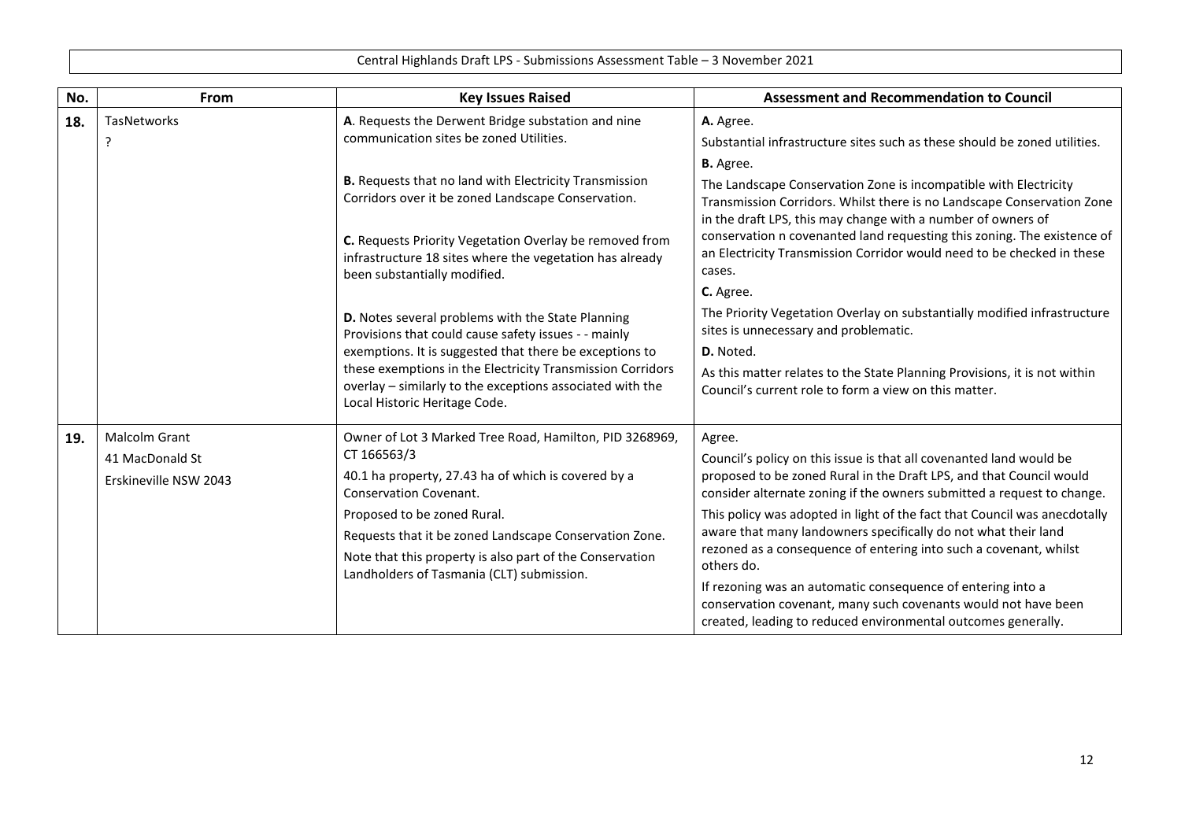Central Highlands Draft LPS - Submissions Assessment Table – 3 November 2021

| No. | From | Key Issues Raised | Assessment and Recommendation to Council |
|---|---|---|---|
| **18.** | TasNetworks<br>? | **A**. Requests the Derwent Bridge substation and nine communication sites be zoned Utilities.<br><br>**B.** Requests that no land with Electricity Transmission Corridors over it be zoned Landscape Conservation.<br><br>**C.** Requests Priority Vegetation Overlay be removed from infrastructure 18 sites where the vegetation has already been substantially modified.<br><br>**D.** Notes several problems with the State Planning Provisions that could cause safety issues - - mainly exemptions. It is suggested that there be exceptions to these exemptions in the Electricity Transmission Corridors overlay – similarly to the exceptions associated with the Local Historic Heritage Code. | **A.** Agree.<br>Substantial infrastructure sites such as these should be zoned utilities.<br>**B.** Agree.<br>The Landscape Conservation Zone is incompatible with Electricity Transmission Corridors. Whilst there is no Landscape Conservation Zone in the draft LPS, this may change with a number of owners of conservation n covenanted land requesting this zoning. The existence of an Electricity Transmission Corridor would need to be checked in these cases.<br>**C.** Agree.<br>The Priority Vegetation Overlay on substantially modified infrastructure sites is unnecessary and problematic.<br>**D.** Noted.<br>As this matter relates to the State Planning Provisions, it is not within Council's current role to form a view on this matter. |
| **19.** | Malcolm Grant<br>41 MacDonald St<br>Erskineville NSW 2043 | Owner of Lot 3 Marked Tree Road, Hamilton, PID 3268969, CT 166563/3<br>40.1 ha property, 27.43 ha of which is covered by a Conservation Covenant.<br>Proposed to be zoned Rural.<br>Requests that it be zoned Landscape Conservation Zone.<br>Note that this property is also part of the Conservation Landholders of Tasmania (CLT) submission. | Agree.<br>Council's policy on this issue is that all covenanted land would be proposed to be zoned Rural in the Draft LPS, and that Council would consider alternate zoning if the owners submitted a request to change.<br>This policy was adopted in light of the fact that Council was anecdotally aware that many landowners specifically do not what their land rezoned as a consequence of entering into such a covenant, whilst others do.<br>If rezoning was an automatic consequence of entering into a conservation covenant, many such covenants would not have been created, leading to reduced environmental outcomes generally. |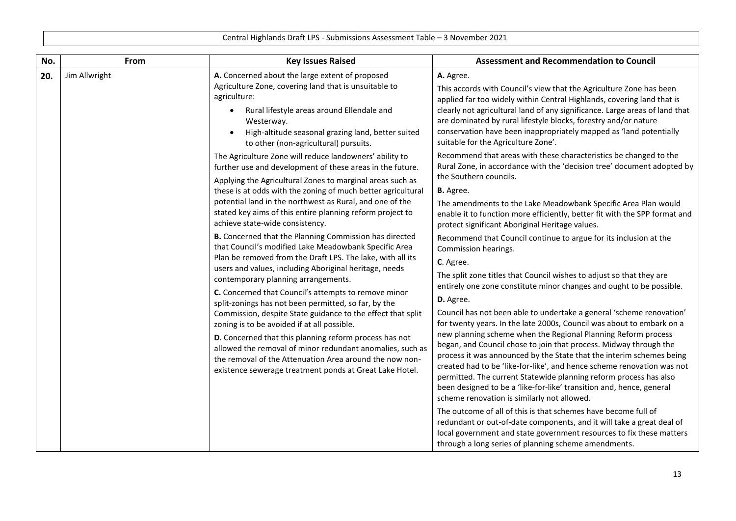| No. | From | Key Issues Raised | Assessment and Recommendation to Council |
| --- | --- | --- | --- |
| **20.** | Jim Allwright | **A.** Concerned about the large extent of proposed Agriculture Zone, covering land that is unsuitable to agriculture:<br>• Rural lifestyle areas around Ellendale and Westerway.<br>• High-altitude seasonal grazing land, better suited to other (non-agricultural) pursuits.<br><br>The Agriculture Zone will reduce landowners' ability to further use and development of these areas in the future.<br><br>Applying the Agricultural Zones to marginal areas such as these is at odds with the zoning of much better agricultural potential land in the northwest as Rural, and one of the stated key aims of this entire planning reform project to achieve state-wide consistency.<br><br>**B.** Concerned that the Planning Commission has directed that Council's modified Lake Meadowbank Specific Area Plan be removed from the Draft LPS. The lake, with all its users and values, including Aboriginal heritage, needs contemporary planning arrangements.<br><br>**C.** Concerned that Council's attempts to remove minor split-zonings has not been permitted, so far, by the Commission, despite State guidance to the effect that split zoning is to be avoided if at all possible.<br><br>**D**. Concerned that this planning reform process has not allowed the removal of minor redundant anomalies, such as the removal of the Attenuation Area around the now non-existence sewerage treatment ponds at Great Lake Hotel. | **A.** Agree.<br><br>This accords with Council's view that the Agriculture Zone has been applied far too widely within Central Highlands, covering land that is clearly not agricultural land of any significance. Large areas of land that are dominated by rural lifestyle blocks, forestry and/or nature conservation have been inappropriately mapped as 'land potentially suitable for the Agriculture Zone'.<br><br>Recommend that areas with these characteristics be changed to the Rural Zone, in accordance with the 'decision tree' document adopted by the Southern councils.<br><br>**B.** Agree.<br><br>The amendments to the Lake Meadowbank Specific Area Plan would enable it to function more efficiently, better fit with the SPP format and protect significant Aboriginal Heritage values.<br><br>Recommend that Council continue to argue for its inclusion at the Commission hearings.<br><br>**C**. Agree.<br><br>The split zone titles that Council wishes to adjust so that they are entirely one zone constitute minor changes and ought to be possible.<br><br>**D.** Agree.<br><br>Council has not been able to undertake a general 'scheme renovation' for twenty years. In the late 2000s, Council was about to embark on a new planning scheme when the Regional Planning Reform process began, and Council chose to join that process. Midway through the process it was announced by the State that the interim schemes being created had to be 'like-for-like', and hence scheme renovation was not permitted. The current Statewide planning reform process has also been designed to be a 'like-for-like' transition and, hence, general scheme renovation is similarly not allowed.<br><br>The outcome of all of this is that schemes have become full of redundant or out-of-date components, and it will take a great deal of local government and state government resources to fix these matters through a long series of planning scheme amendments. |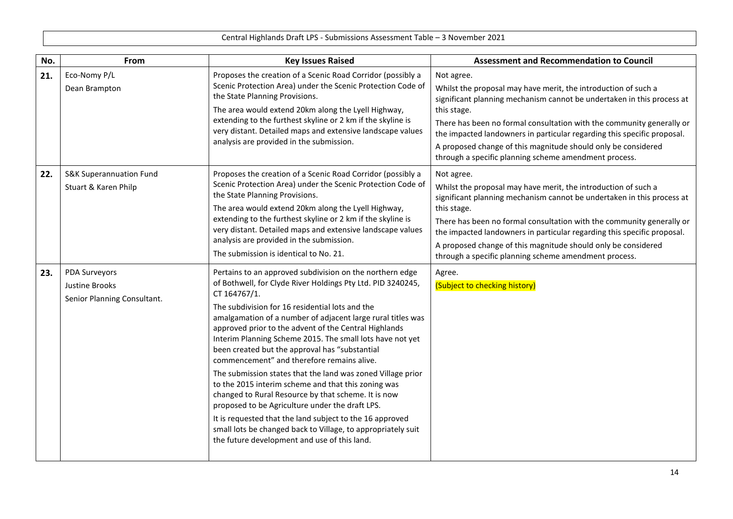Central Highlands Draft LPS - Submissions Assessment Table – 3 November 2021

| No. | From | Key Issues Raised | Assessment and Recommendation to Council |
|---|---|---|---|
| **21.** | Eco-Nomy P/L<br>Dean Brampton | Proposes the creation of a Scenic Road Corridor (possibly a Scenic Protection Area) under the Scenic Protection Code of the State Planning Provisions.<br>The area would extend 20km along the Lyell Highway, extending to the furthest skyline or 2 km if the skyline is very distant. Detailed maps and extensive landscape values analysis are provided in the submission. | Not agree.<br>Whilst the proposal may have merit, the introduction of such a significant planning mechanism cannot be undertaken in this process at this stage.<br>There has been no formal consultation with the community generally or the impacted landowners in particular regarding this specific proposal.<br>A proposed change of this magnitude should only be considered through a specific planning scheme amendment process. |
| **22.** | S&K Superannuation Fund<br>Stuart & Karen Philp | Proposes the creation of a Scenic Road Corridor (possibly a Scenic Protection Area) under the Scenic Protection Code of the State Planning Provisions.<br>The area would extend 20km along the Lyell Highway, extending to the furthest skyline or 2 km if the skyline is very distant. Detailed maps and extensive landscape values analysis are provided in the submission.<br>The submission is identical to No. 21. | Not agree.<br>Whilst the proposal may have merit, the introduction of such a significant planning mechanism cannot be undertaken in this process at this stage.<br>There has been no formal consultation with the community generally or the impacted landowners in particular regarding this specific proposal.<br>A proposed change of this magnitude should only be considered through a specific planning scheme amendment process. |
| **23.** | PDA Surveyors<br>Justine Brooks<br>Senior Planning Consultant. | Pertains to an approved subdivision on the northern edge of Bothwell, for Clyde River Holdings Pty Ltd. PID 3240245, CT 164767/1.<br>The subdivision for 16 residential lots and the amalgamation of a number of adjacent large rural titles was approved prior to the advent of the Central Highlands Interim Planning Scheme 2015. The small lots have not yet been created but the approval has "substantial commencement" and therefore remains alive.<br>The submission states that the land was zoned Village prior to the 2015 interim scheme and that this zoning was changed to Rural Resource by that scheme. It is now proposed to be Agriculture under the draft LPS.<br>It is requested that the land subject to the 16 approved small lots be changed back to Village, to appropriately suit the future development and use of this land. | Agree.<br>(Subject to checking history) |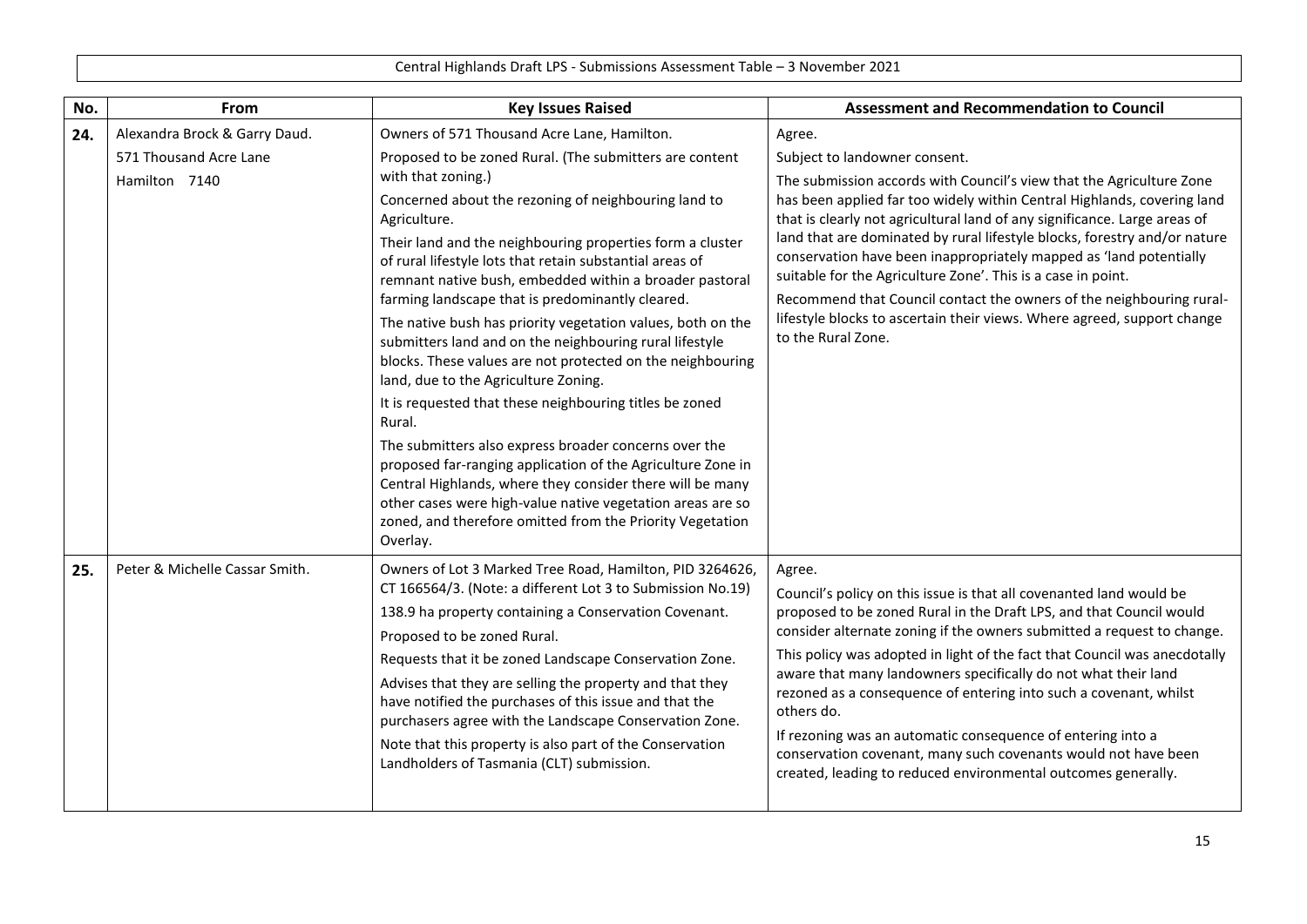| No. | From | Key Issues Raised | Assessment and Recommendation to Council |
|---|---|---|---|
| **24.** | Alexandra Brock & Garry Daud.<br>571 Thousand Acre Lane<br>Hamilton 7140 | Owners of 571 Thousand Acre Lane, Hamilton.<br>Proposed to be zoned Rural. (The submitters are content with that zoning.)<br>Concerned about the rezoning of neighbouring land to Agriculture.<br>Their land and the neighbouring properties form a cluster of rural lifestyle lots that retain substantial areas of remnant native bush, embedded within a broader pastoral farming landscape that is predominantly cleared.<br>The native bush has priority vegetation values, both on the submitters land and on the neighbouring rural lifestyle blocks. These values are not protected on the neighbouring land, due to the Agriculture Zoning.<br>It is requested that these neighbouring titles be zoned Rural.<br>The submitters also express broader concerns over the proposed far-ranging application of the Agriculture Zone in Central Highlands, where they consider there will be many other cases were high-value native vegetation areas are so zoned, and therefore omitted from the Priority Vegetation Overlay. | Agree.<br>Subject to landowner consent.<br>The submission accords with Council's view that the Agriculture Zone has been applied far too widely within Central Highlands, covering land that is clearly not agricultural land of any significance. Large areas of land that are dominated by rural lifestyle blocks, forestry and/or nature conservation have been inappropriately mapped as 'land potentially suitable for the Agriculture Zone'. This is a case in point.<br>Recommend that Council contact the owners of the neighbouring rural-lifestyle blocks to ascertain their views. Where agreed, support change to the Rural Zone. |
| **25.** | Peter & Michelle Cassar Smith. | Owners of Lot 3 Marked Tree Road, Hamilton, PID 3264626, CT 166564/3. (Note: a different Lot 3 to Submission No.19)<br>138.9 ha property containing a Conservation Covenant.<br>Proposed to be zoned Rural.<br>Requests that it be zoned Landscape Conservation Zone.<br>Advises that they are selling the property and that they have notified the purchases of this issue and that the purchasers agree with the Landscape Conservation Zone.<br>Note that this property is also part of the Conservation Landholders of Tasmania (CLT) submission. | Agree.<br>Council's policy on this issue is that all covenanted land would be proposed to be zoned Rural in the Draft LPS, and that Council would consider alternate zoning if the owners submitted a request to change.<br>This policy was adopted in light of the fact that Council was anecdotally aware that many landowners specifically do not what their land rezoned as a consequence of entering into such a covenant, whilst others do.<br>If rezoning was an automatic consequence of entering into a conservation covenant, many such covenants would not have been created, leading to reduced environmental outcomes generally. |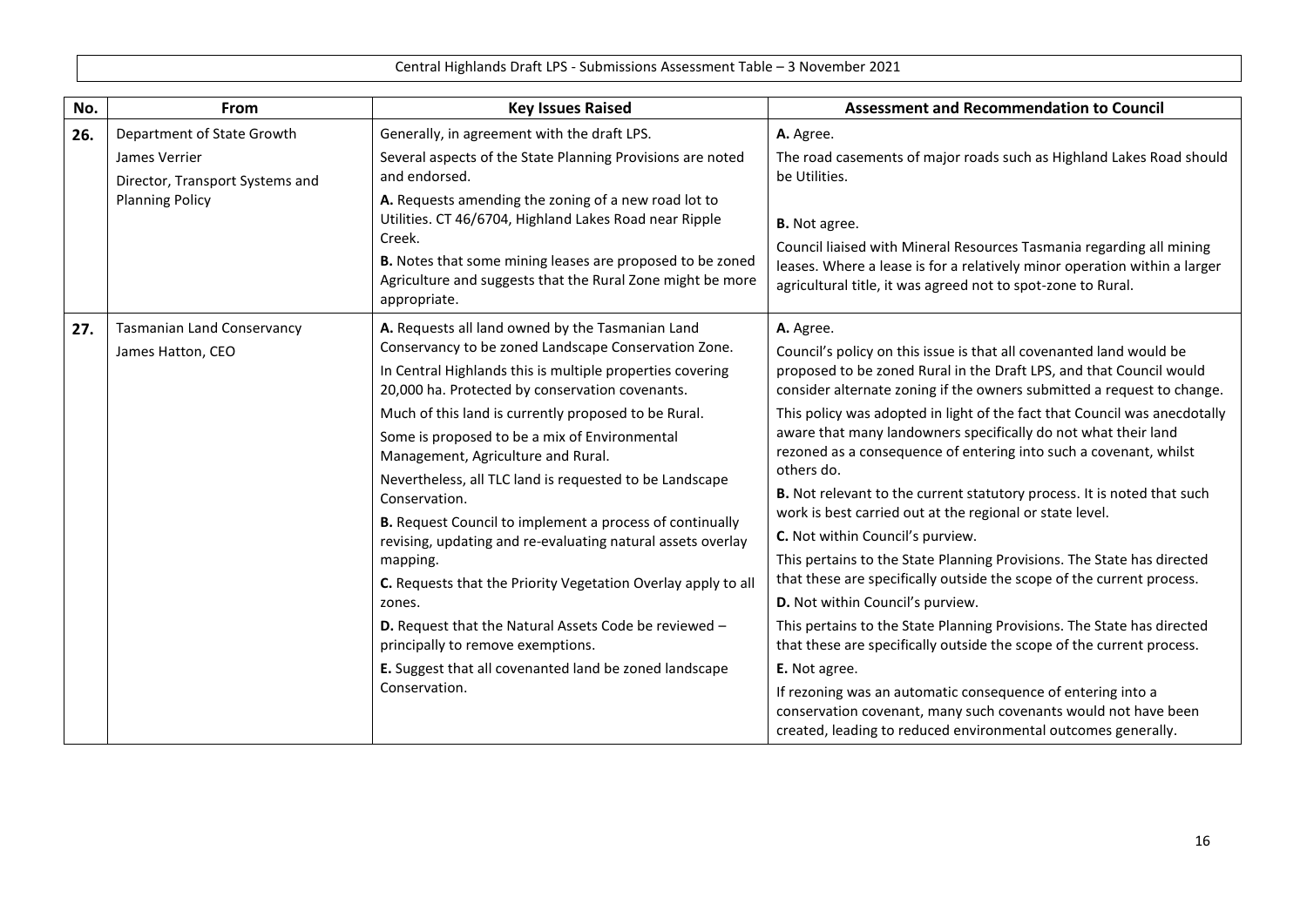Central Highlands Draft LPS - Submissions Assessment Table – 3 November 2021

| No. | From | Key Issues Raised | Assessment and Recommendation to Council |
|---|---|---|---|
| 26. | Department of State Growth<br><br>James Verrier<br><br>Director, Transport Systems and Planning Policy | Generally, in agreement with the draft LPS.<br><br>Several aspects of the State Planning Provisions are noted and endorsed.<br><br>**A.** Requests amending the zoning of a new road lot to Utilities. CT 46/6704, Highland Lakes Road near Ripple Creek.<br><br>**B.** Notes that some mining leases are proposed to be zoned Agriculture and suggests that the Rural Zone might be more appropriate. | **A.** Agree.<br><br>The road casements of major roads such as Highland Lakes Road should be Utilities.<br><br>**B.** Not agree.<br><br>Council liaised with Mineral Resources Tasmania regarding all mining leases. Where a lease is for a relatively minor operation within a larger agricultural title, it was agreed not to spot-zone to Rural. |
| 27. | Tasmanian Land Conservancy<br><br>James Hatton, CEO | **A.** Requests all land owned by the Tasmanian Land Conservancy to be zoned Landscape Conservation Zone.<br><br>In Central Highlands this is multiple properties covering 20,000 ha. Protected by conservation covenants.<br><br>Much of this land is currently proposed to be Rural.<br><br>Some is proposed to be a mix of Environmental Management, Agriculture and Rural.<br><br>Nevertheless, all TLC land is requested to be Landscape Conservation.<br><br>**B.** Request Council to implement a process of continually revising, updating and re-evaluating natural assets overlay mapping.<br><br>**C.** Requests that the Priority Vegetation Overlay apply to all zones.<br><br>**D.** Request that the Natural Assets Code be reviewed – principally to remove exemptions.<br><br>**E.** Suggest that all covenanted land be zoned landscape Conservation. | **A.** Agree.<br><br>Council's policy on this issue is that all covenanted land would be proposed to be zoned Rural in the Draft LPS, and that Council would consider alternate zoning if the owners submitted a request to change.<br><br>This policy was adopted in light of the fact that Council was anecdotally aware that many landowners specifically do not what their land rezoned as a consequence of entering into such a covenant, whilst others do.<br><br>**B.** Not relevant to the current statutory process. It is noted that such work is best carried out at the regional or state level.<br><br>**C.** Not within Council's purview.<br><br>This pertains to the State Planning Provisions. The State has directed that these are specifically outside the scope of the current process.<br><br>**D.** Not within Council's purview.<br><br>This pertains to the State Planning Provisions. The State has directed that these are specifically outside the scope of the current process.<br><br>**E.** Not agree.<br><br>If rezoning was an automatic consequence of entering into a conservation covenant, many such covenants would not have been created, leading to reduced environmental outcomes generally. |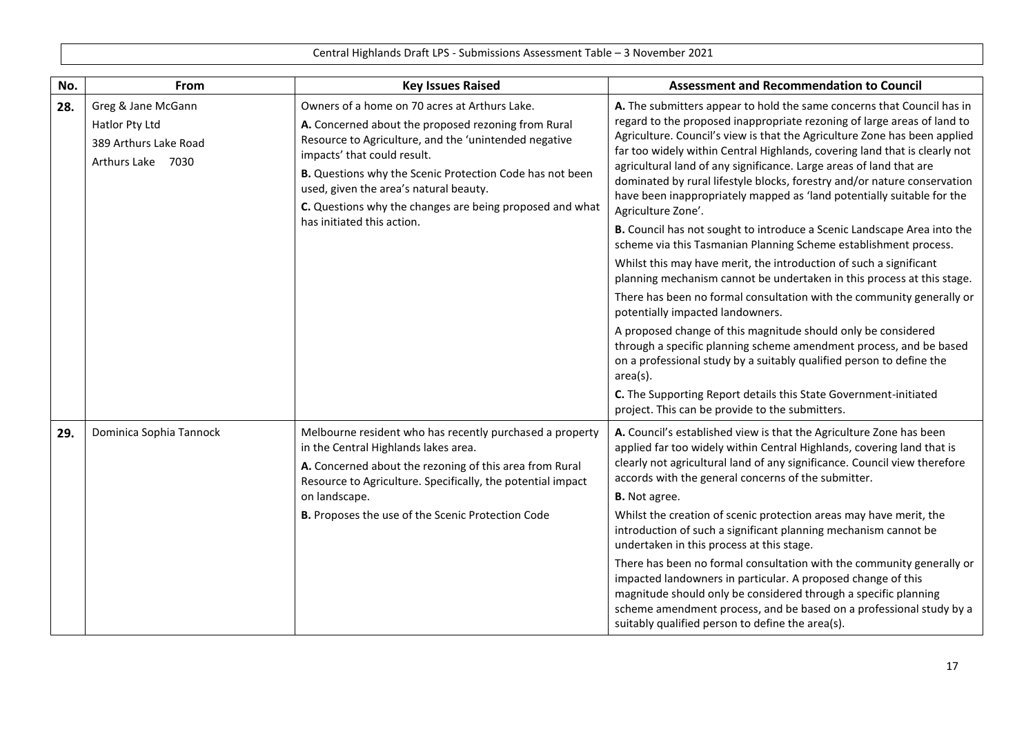| No. | From | Key Issues Raised | Assessment and Recommendation to Council |
|---|---|---|---|
| **28.** | Greg & Jane McGann<br>Hatlor Pty Ltd<br>389 Arthurs Lake Road<br>Arthurs Lake 7030 | Owners of a home on 70 acres at Arthurs Lake.<br>**A.** Concerned about the proposed rezoning from Rural Resource to Agriculture, and the 'unintended negative impacts' that could result.<br>**B.** Questions why the Scenic Protection Code has not been used, given the area's natural beauty.<br>**C.** Questions why the changes are being proposed and what has initiated this action. | **A.** The submitters appear to hold the same concerns that Council has in regard to the proposed inappropriate rezoning of large areas of land to Agriculture. Council's view is that the Agriculture Zone has been applied far too widely within Central Highlands, covering land that is clearly not agricultural land of any significance. Large areas of land that are dominated by rural lifestyle blocks, forestry and/or nature conservation have been inappropriately mapped as 'land potentially suitable for the Agriculture Zone'.<br>**B.** Council has not sought to introduce a Scenic Landscape Area into the scheme via this Tasmanian Planning Scheme establishment process.<br>Whilst this may have merit, the introduction of such a significant planning mechanism cannot be undertaken in this process at this stage.<br>There has been no formal consultation with the community generally or potentially impacted landowners.<br>A proposed change of this magnitude should only be considered through a specific planning scheme amendment process, and be based on a professional study by a suitably qualified person to define the area(s).<br>**C.** The Supporting Report details this State Government-initiated project. This can be provide to the submitters. |
| **29.** | Dominica Sophia Tannock | Melbourne resident who has recently purchased a property in the Central Highlands lakes area.<br>**A.** Concerned about the rezoning of this area from Rural Resource to Agriculture. Specifically, the potential impact on landscape.<br>**B.** Proposes the use of the Scenic Protection Code | **A.** Council's established view is that the Agriculture Zone has been applied far too widely within Central Highlands, covering land that is clearly not agricultural land of any significance. Council view therefore accords with the general concerns of the submitter.<br>**B.** Not agree.<br>Whilst the creation of scenic protection areas may have merit, the introduction of such a significant planning mechanism cannot be undertaken in this process at this stage.<br>There has been no formal consultation with the community generally or impacted landowners in particular. A proposed change of this magnitude should only be considered through a specific planning scheme amendment process, and be based on a professional study by a suitably qualified person to define the area(s). |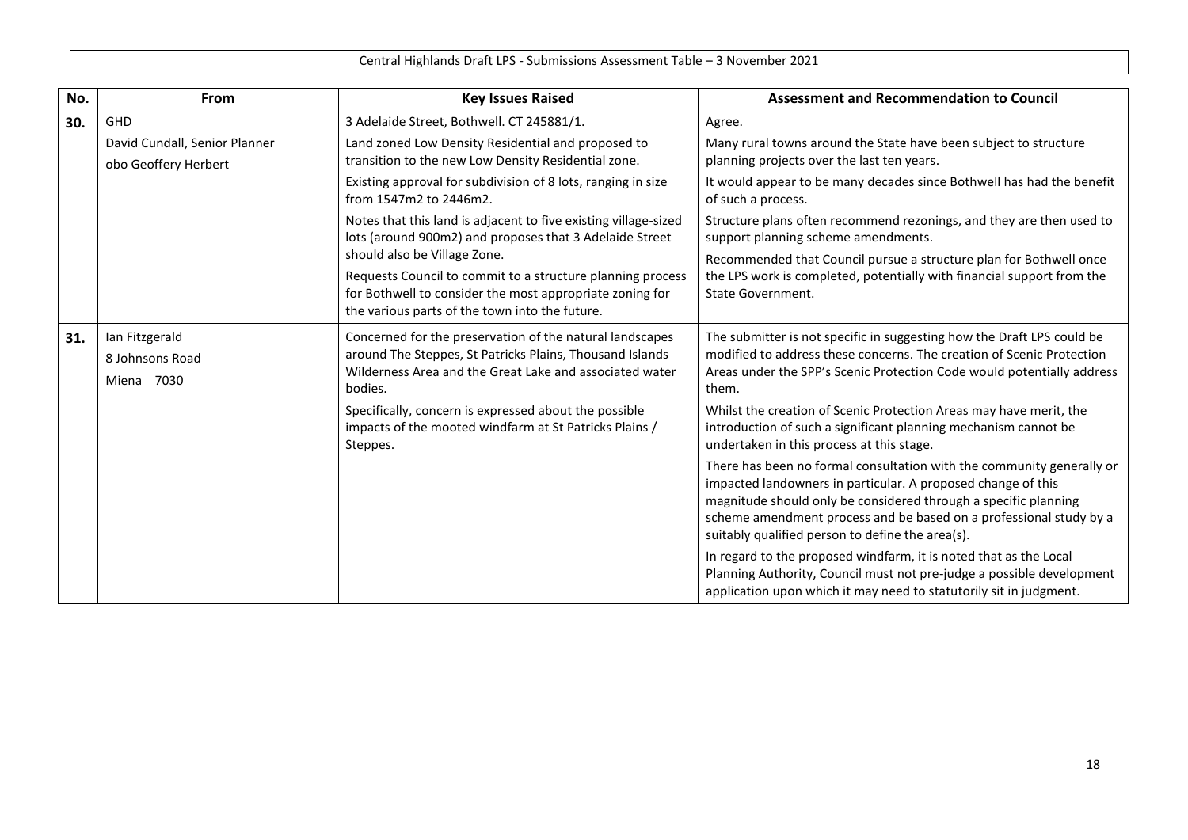| No. | From | Key Issues Raised | Assessment and Recommendation to Council |
|---|---|---|---|
| **30.** | GHD<br><br>David Cundall, Senior Planner obo Geoffery Herbert | 3 Adelaide Street, Bothwell. CT 245881/1.<br><br>Land zoned Low Density Residential and proposed to transition to the new Low Density Residential zone.<br><br>Existing approval for subdivision of 8 lots, ranging in size from 1547m2 to 2446m2.<br><br>Notes that this land is adjacent to five existing village-sized lots (around 900m2) and proposes that 3 Adelaide Street should also be Village Zone.<br><br>Requests Council to commit to a structure planning process for Bothwell to consider the most appropriate zoning for the various parts of the town into the future. | Agree.<br><br>Many rural towns around the State have been subject to structure planning projects over the last ten years.<br><br>It would appear to be many decades since Bothwell has had the benefit of such a process.<br><br>Structure plans often recommend rezonings, and they are then used to support planning scheme amendments.<br><br>Recommended that Council pursue a structure plan for Bothwell once the LPS work is completed, potentially with financial support from the State Government. |
| **31.** | Ian Fitzgerald<br>8 Johnsons Road<br>Miena 7030 | Concerned for the preservation of the natural landscapes around The Steppes, St Patricks Plains, Thousand Islands Wilderness Area and the Great Lake and associated water bodies.<br><br>Specifically, concern is expressed about the possible impacts of the mooted windfarm at St Patricks Plains / Steppes. | The submitter is not specific in suggesting how the Draft LPS could be modified to address these concerns. The creation of Scenic Protection Areas under the SPP's Scenic Protection Code would potentially address them.<br><br>Whilst the creation of Scenic Protection Areas may have merit, the introduction of such a significant planning mechanism cannot be undertaken in this process at this stage.<br><br>There has been no formal consultation with the community generally or impacted landowners in particular. A proposed change of this magnitude should only be considered through a specific planning scheme amendment process and be based on a professional study by a suitably qualified person to define the area(s).<br><br>In regard to the proposed windfarm, it is noted that as the Local Planning Authority, Council must not pre-judge a possible development application upon which it may need to statutorily sit in judgment. |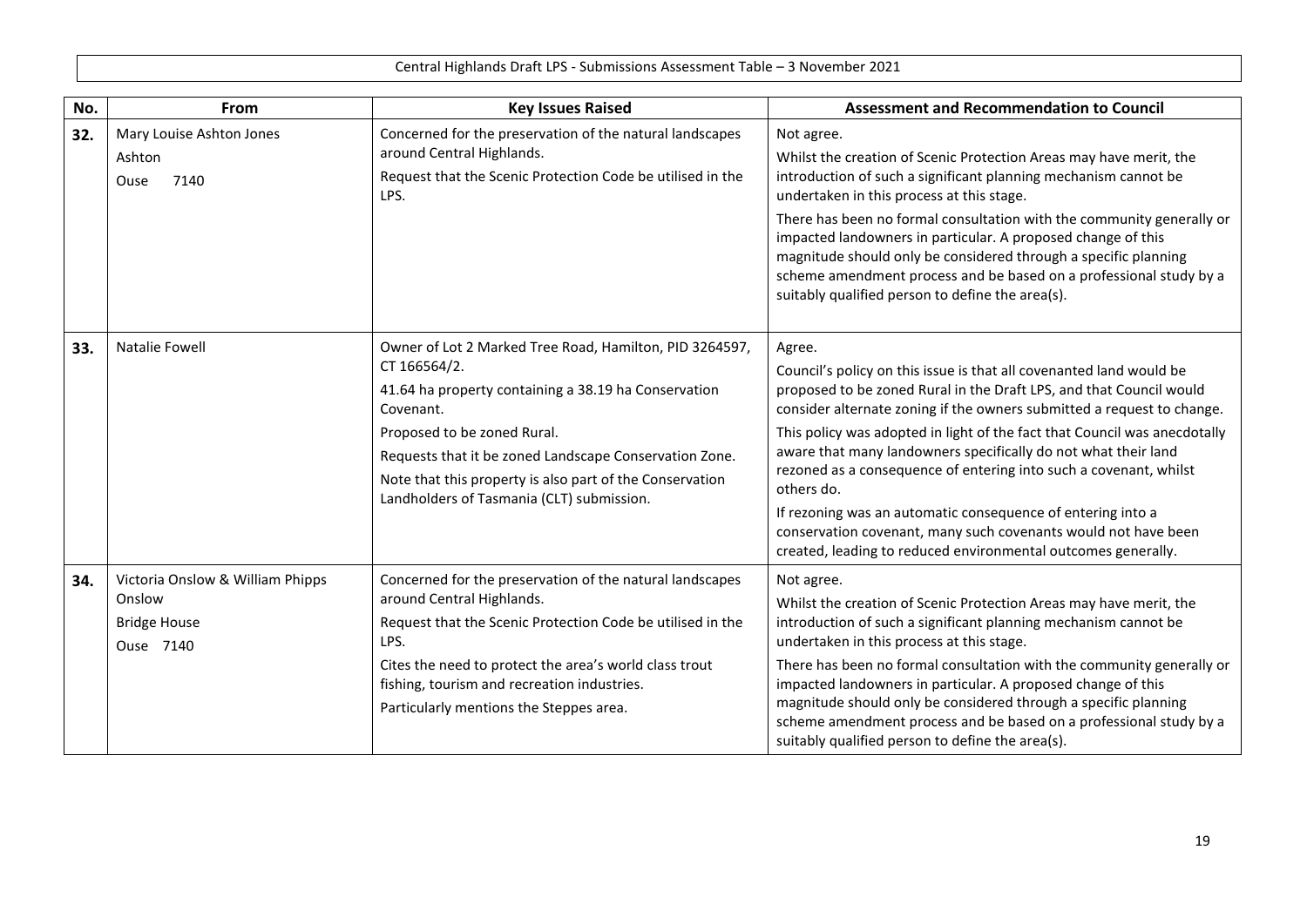Central Highlands Draft LPS - Submissions Assessment Table – 3 November 2021

| No. | From | Key Issues Raised | Assessment and Recommendation to Council |
|---|---|---|---|
| **32.** | Mary Louise Ashton Jones<br>Ashton<br>Ouse 7140 | Concerned for the preservation of the natural landscapes around Central Highlands.<br>Request that the Scenic Protection Code be utilised in the LPS. | Not agree.<br>Whilst the creation of Scenic Protection Areas may have merit, the introduction of such a significant planning mechanism cannot be undertaken in this process at this stage.<br>There has been no formal consultation with the community generally or impacted landowners in particular. A proposed change of this magnitude should only be considered through a specific planning scheme amendment process and be based on a professional study by a suitably qualified person to define the area(s). |
| **33.** | Natalie Fowell | Owner of Lot 2 Marked Tree Road, Hamilton, PID 3264597, CT 166564/2.<br>41.64 ha property containing a 38.19 ha Conservation Covenant.<br>Proposed to be zoned Rural.<br>Requests that it be zoned Landscape Conservation Zone.<br>Note that this property is also part of the Conservation Landholders of Tasmania (CLT) submission. | Agree.<br>Council's policy on this issue is that all covenanted land would be proposed to be zoned Rural in the Draft LPS, and that Council would consider alternate zoning if the owners submitted a request to change.<br>This policy was adopted in light of the fact that Council was anecdotally aware that many landowners specifically do not what their land rezoned as a consequence of entering into such a covenant, whilst others do.<br>If rezoning was an automatic consequence of entering into a conservation covenant, many such covenants would not have been created, leading to reduced environmental outcomes generally. |
| **34.** | Victoria Onslow & William Phipps Onslow<br>Bridge House<br>Ouse 7140 | Concerned for the preservation of the natural landscapes around Central Highlands.<br>Request that the Scenic Protection Code be utilised in the LPS.<br>Cites the need to protect the area's world class trout fishing, tourism and recreation industries.<br>Particularly mentions the Steppes area. | Not agree.<br>Whilst the creation of Scenic Protection Areas may have merit, the introduction of such a significant planning mechanism cannot be undertaken in this process at this stage.<br>There has been no formal consultation with the community generally or impacted landowners in particular. A proposed change of this magnitude should only be considered through a specific planning scheme amendment process and be based on a professional study by a suitably qualified person to define the area(s). |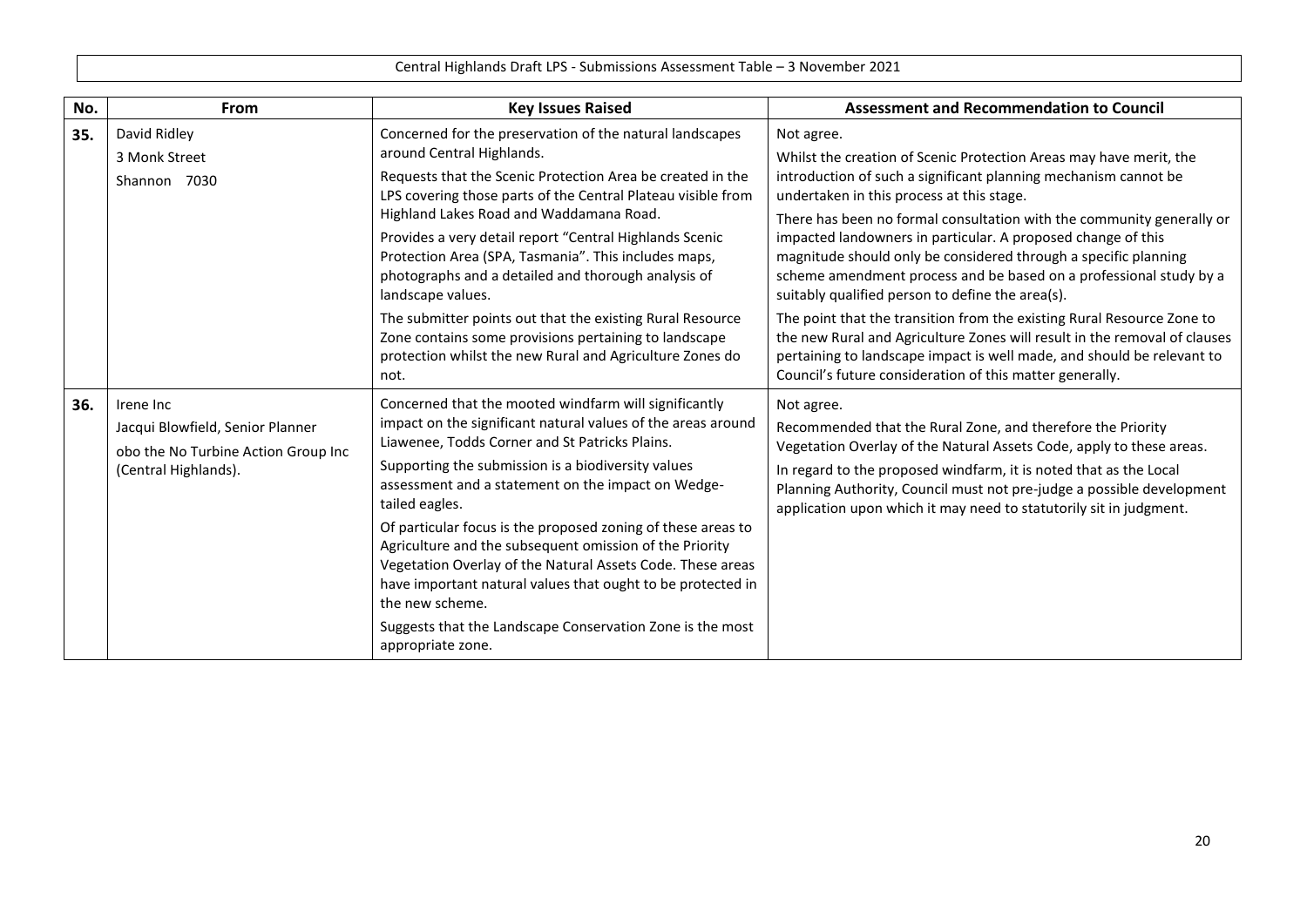| No. | From | Key Issues Raised | Assessment and Recommendation to Council |
|---|---|---|---|
| **35.** | David Ridley<br>3 Monk Street<br>Shannon 7030 | Concerned for the preservation of the natural landscapes around Central Highlands.<br>Requests that the Scenic Protection Area be created in the LPS covering those parts of the Central Plateau visible from Highland Lakes Road and Waddamana Road.<br>Provides a very detail report "Central Highlands Scenic Protection Area (SPA, Tasmania". This includes maps, photographs and a detailed and thorough analysis of landscape values.<br>The submitter points out that the existing Rural Resource Zone contains some provisions pertaining to landscape protection whilst the new Rural and Agriculture Zones do not. | Not agree.<br>Whilst the creation of Scenic Protection Areas may have merit, the introduction of such a significant planning mechanism cannot be undertaken in this process at this stage.<br>There has been no formal consultation with the community generally or impacted landowners in particular. A proposed change of this magnitude should only be considered through a specific planning scheme amendment process and be based on a professional study by a suitably qualified person to define the area(s).<br>The point that the transition from the existing Rural Resource Zone to the new Rural and Agriculture Zones will result in the removal of clauses pertaining to landscape impact is well made, and should be relevant to Council's future consideration of this matter generally. |
| **36.** | Irene Inc<br>Jacqui Blowfield, Senior Planner<br>obo the No Turbine Action Group Inc (Central Highlands). | Concerned that the mooted windfarm will significantly impact on the significant natural values of the areas around Liawenee, Todds Corner and St Patricks Plains.<br>Supporting the submission is a biodiversity values assessment and a statement on the impact on Wedge-tailed eagles.<br>Of particular focus is the proposed zoning of these areas to Agriculture and the subsequent omission of the Priority Vegetation Overlay of the Natural Assets Code. These areas have important natural values that ought to be protected in the new scheme.<br>Suggests that the Landscape Conservation Zone is the most appropriate zone. | Not agree.<br>Recommended that the Rural Zone, and therefore the Priority Vegetation Overlay of the Natural Assets Code, apply to these areas.<br>In regard to the proposed windfarm, it is noted that as the Local Planning Authority, Council must not pre-judge a possible development application upon which it may need to statutorily sit in judgment. |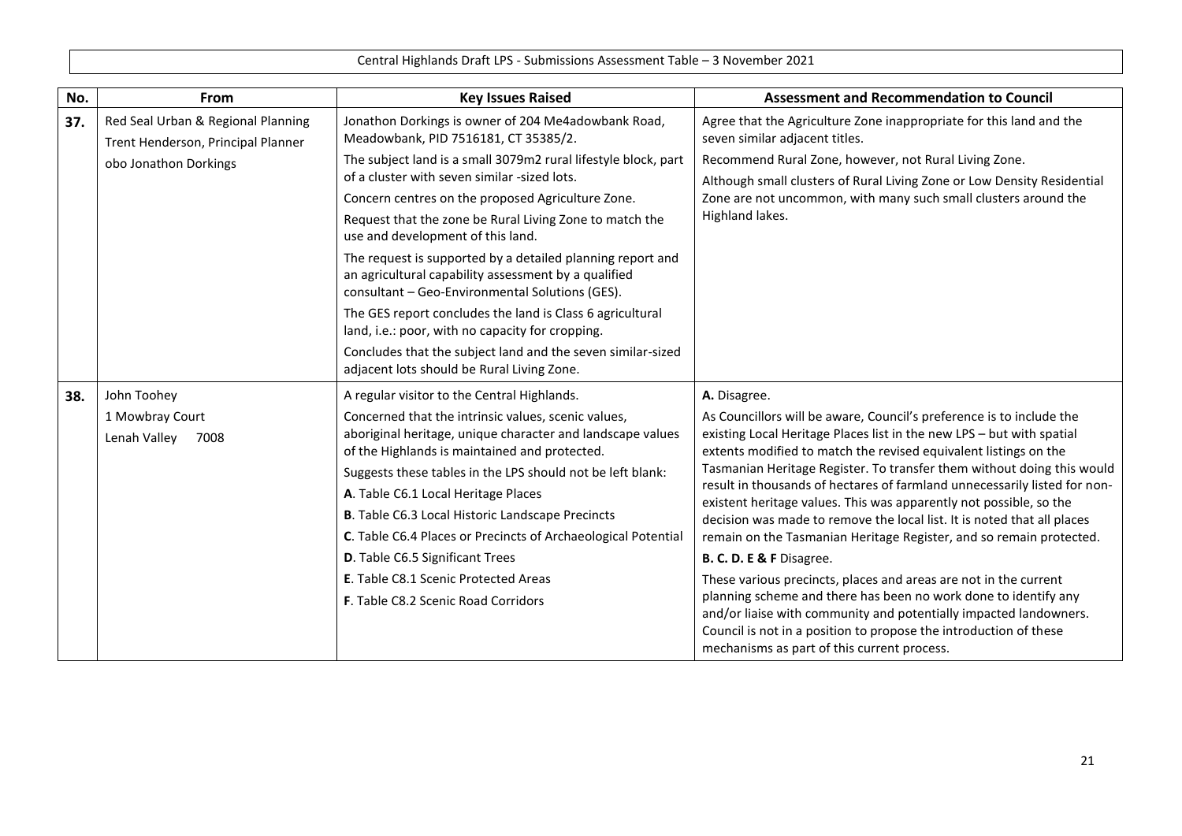Central Highlands Draft LPS - Submissions Assessment Table – 3 November 2021

| No. | From | Key Issues Raised | Assessment and Recommendation to Council |
|---|---|---|---|
| **37.** | Red Seal Urban & Regional Planning<br>Trent Henderson, Principal Planner<br>obo Jonathon Dorkings | Jonathon Dorkings is owner of 204 Me4adowbank Road, Meadowbank, PID 7516181, CT 35385/2.<br>The subject land is a small 3079m2 rural lifestyle block, part of a cluster with seven similar -sized lots.<br>Concern centres on the proposed Agriculture Zone.<br>Request that the zone be Rural Living Zone to match the use and development of this land.<br>The request is supported by a detailed planning report and an agricultural capability assessment by a qualified consultant – Geo-Environmental Solutions (GES).<br>The GES report concludes the land is Class 6 agricultural land, i.e.: poor, with no capacity for cropping.<br>Concludes that the subject land and the seven similar-sized adjacent lots should be Rural Living Zone. | Agree that the Agriculture Zone inappropriate for this land and the seven similar adjacent titles.<br>Recommend Rural Zone, however, not Rural Living Zone.<br>Although small clusters of Rural Living Zone or Low Density Residential Zone are not uncommon, with many such small clusters around the Highland lakes. |
| **38.** | John Toohey<br>1 Mowbray Court<br>Lenah Valley 7008 | A regular visitor to the Central Highlands.<br>Concerned that the intrinsic values, scenic values, aboriginal heritage, unique character and landscape values of the Highlands is maintained and protected.<br>Suggests these tables in the LPS should not be left blank:<br>**A**. Table C6.1 Local Heritage Places<br>**B**. Table C6.3 Local Historic Landscape Precincts<br>**C**. Table C6.4 Places or Precincts of Archaeological Potential<br>**D**. Table C6.5 Significant Trees<br>**E**. Table C8.1 Scenic Protected Areas<br>**F**. Table C8.2 Scenic Road Corridors | **A.** Disagree.<br>As Councillors will be aware, Council's preference is to include the existing Local Heritage Places list in the new LPS – but with spatial extents modified to match the revised equivalent listings on the Tasmanian Heritage Register. To transfer them without doing this would result in thousands of hectares of farmland unnecessarily listed for non-existent heritage values. This was apparently not possible, so the decision was made to remove the local list. It is noted that all places remain on the Tasmanian Heritage Register, and so remain protected.<br>**B. C. D. E & F** Disagree.<br>These various precincts, places and areas are not in the current planning scheme and there has been no work done to identify any and/or liaise with community and potentially impacted landowners. Council is not in a position to propose the introduction of these mechanisms as part of this current process. |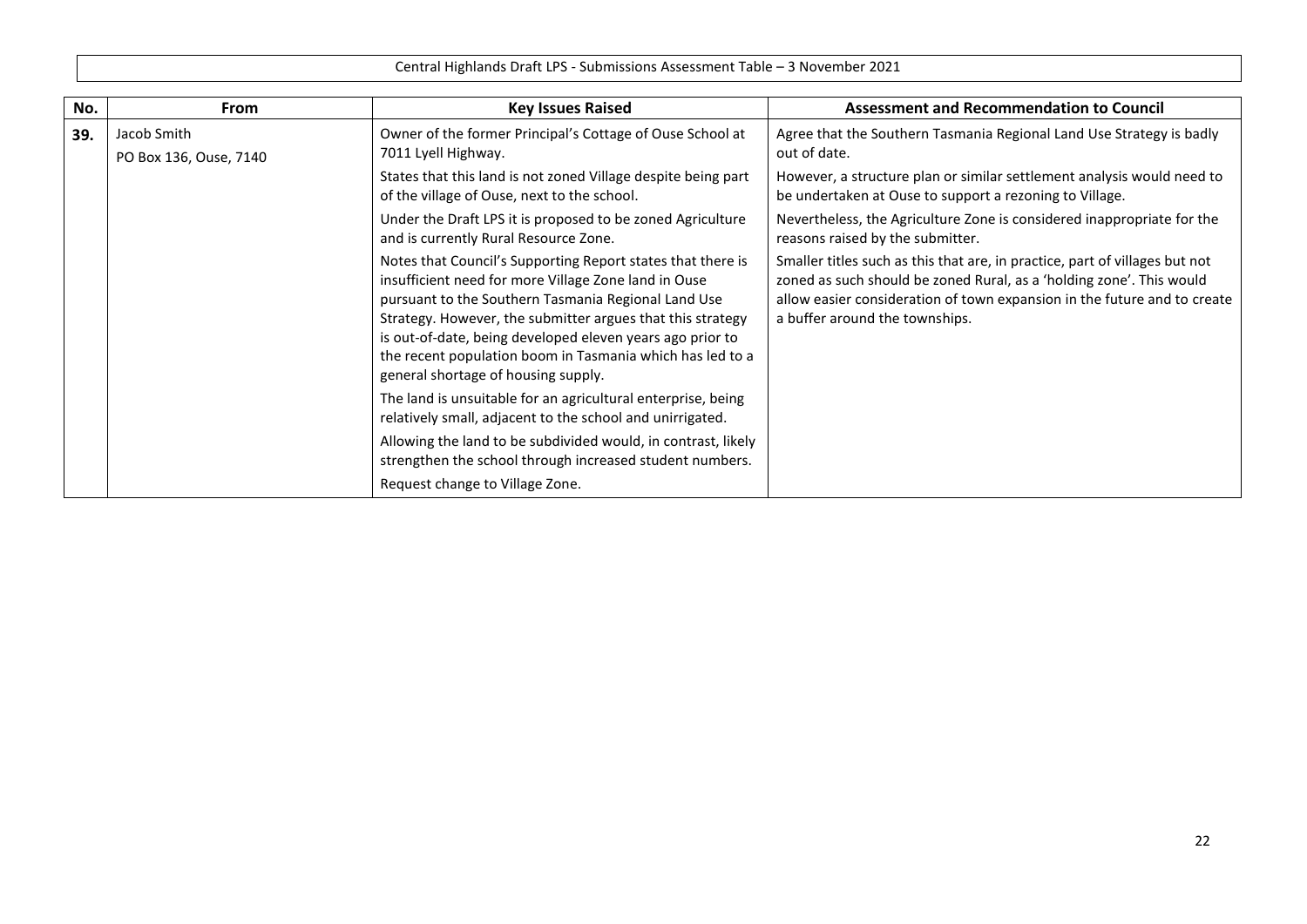Central Highlands Draft LPS - Submissions Assessment Table – 3 November 2021

| No. | From | Key Issues Raised | Assessment and Recommendation to Council |
|---|---|---|---|
| **39.** | Jacob Smith<br>PO Box 136, Ouse, 7140 | Owner of the former Principal's Cottage of Ouse School at 7011 Lyell Highway.<br>States that this land is not zoned Village despite being part of the village of Ouse, next to the school.<br>Under the Draft LPS it is proposed to be zoned Agriculture and is currently Rural Resource Zone.<br>Notes that Council's Supporting Report states that there is insufficient need for more Village Zone land in Ouse pursuant to the Southern Tasmania Regional Land Use Strategy. However, the submitter argues that this strategy is out-of-date, being developed eleven years ago prior to the recent population boom in Tasmania which has led to a general shortage of housing supply.<br>The land is unsuitable for an agricultural enterprise, being relatively small, adjacent to the school and unirrigated.<br>Allowing the land to be subdivided would, in contrast, likely strengthen the school through increased student numbers.<br>Request change to Village Zone. | Agree that the Southern Tasmania Regional Land Use Strategy is badly out of date.<br>However, a structure plan or similar settlement analysis would need to be undertaken at Ouse to support a rezoning to Village.<br>Nevertheless, the Agriculture Zone is considered inappropriate for the reasons raised by the submitter.<br>Smaller titles such as this that are, in practice, part of villages but not zoned as such should be zoned Rural, as a 'holding zone'. This would allow easier consideration of town expansion in the future and to create a buffer around the townships. |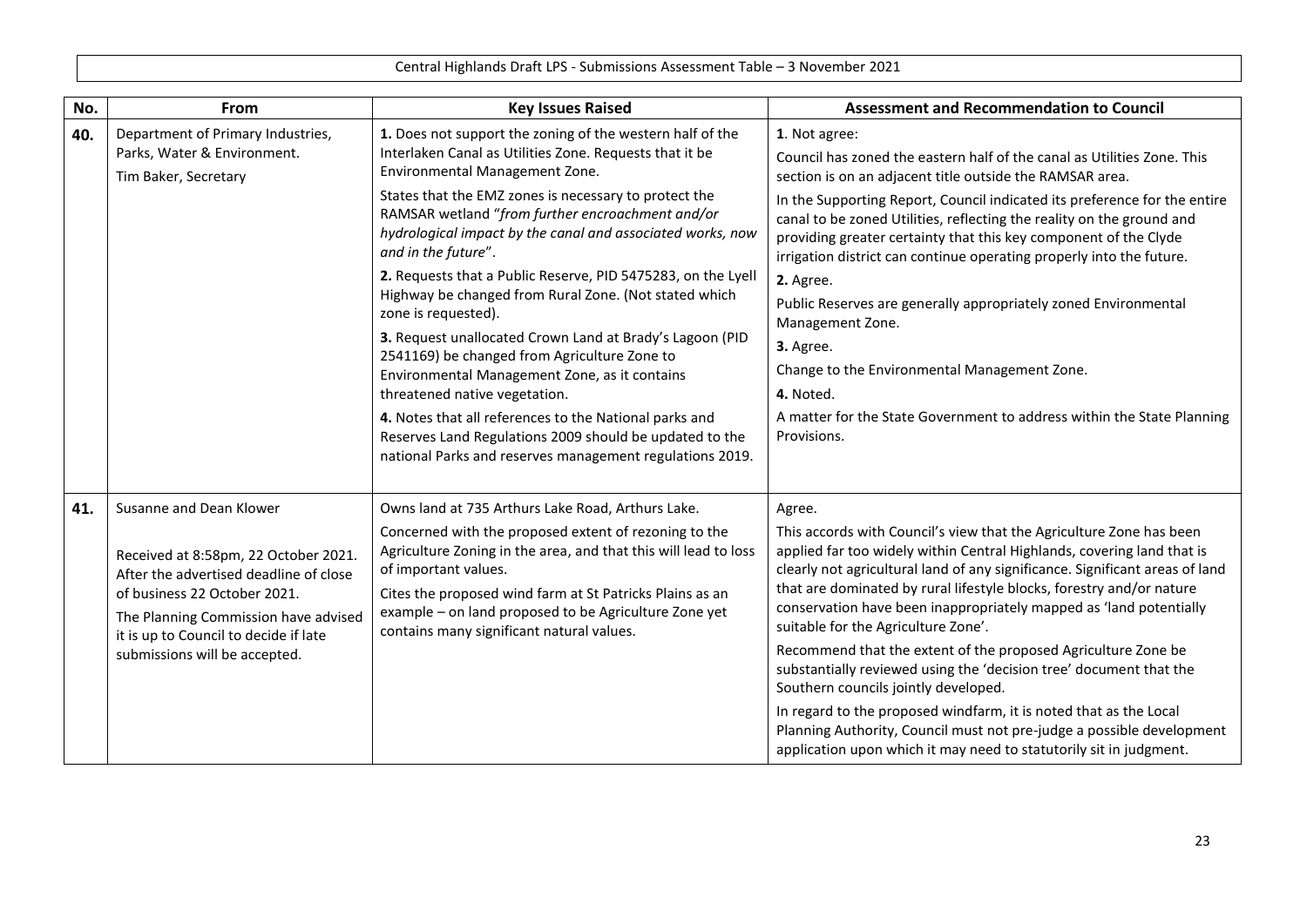| No. | From | Key Issues Raised | Assessment and Recommendation to Council |
|---|---|---|---|
| **40.** | Department of Primary Industries, Parks, Water & Environment.<br>Tim Baker, Secretary | **1.** Does not support the zoning of the western half of the Interlaken Canal as Utilities Zone. Requests that it be Environmental Management Zone.<br>States that the EMZ zones is necessary to protect the RAMSAR wetland "*from further encroachment and/or hydrological impact by the canal and associated works, now and in the future*".<br>**2.** Requests that a Public Reserve, PID 5475283, on the Lyell Highway be changed from Rural Zone. (Not stated which zone is requested).<br>**3.** Request unallocated Crown Land at Brady's Lagoon (PID 2541169) be changed from Agriculture Zone to Environmental Management Zone, as it contains threatened native vegetation.<br>**4.** Notes that all references to the National parks and Reserves Land Regulations 2009 should be updated to the national Parks and reserves management regulations 2019. | **1**. Not agree:<br>Council has zoned the eastern half of the canal as Utilities Zone. This section is on an adjacent title outside the RAMSAR area.<br>In the Supporting Report, Council indicated its preference for the entire canal to be zoned Utilities, reflecting the reality on the ground and providing greater certainty that this key component of the Clyde irrigation district can continue operating properly into the future.<br>**2.** Agree.<br>Public Reserves are generally appropriately zoned Environmental Management Zone.<br>**3.** Agree.<br>Change to the Environmental Management Zone.<br>**4.** Noted.<br>A matter for the State Government to address within the State Planning Provisions. |
| **41.** | Susanne and Dean Klower<br><br>Received at 8:58pm, 22 October 2021. After the advertised deadline of close of business 22 October 2021.<br>The Planning Commission have advised it is up to Council to decide if late submissions will be accepted. | Owns land at 735 Arthurs Lake Road, Arthurs Lake.<br>Concerned with the proposed extent of rezoning to the Agriculture Zoning in the area, and that this will lead to loss of important values.<br>Cites the proposed wind farm at St Patricks Plains as an example – on land proposed to be Agriculture Zone yet contains many significant natural values. | Agree.<br>This accords with Council's view that the Agriculture Zone has been applied far too widely within Central Highlands, covering land that is clearly not agricultural land of any significance. Significant areas of land that are dominated by rural lifestyle blocks, forestry and/or nature conservation have been inappropriately mapped as 'land potentially suitable for the Agriculture Zone'.<br>Recommend that the extent of the proposed Agriculture Zone be substantially reviewed using the 'decision tree' document that the Southern councils jointly developed.<br>In regard to the proposed windfarm, it is noted that as the Local Planning Authority, Council must not pre-judge a possible development application upon which it may need to statutorily sit in judgment. |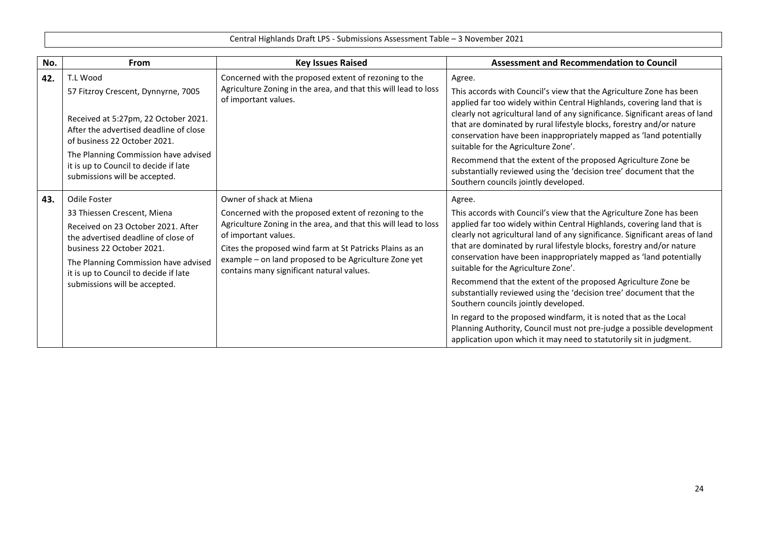| No. | From | Key Issues Raised | Assessment and Recommendation to Council |
|---|---|---|---|
| **42.** | T.L Wood<br><br>57 Fitzroy Crescent, Dynnyrne, 7005<br><br>Received at 5:27pm, 22 October 2021. After the advertised deadline of close of business 22 October 2021.<br><br>The Planning Commission have advised it is up to Council to decide if late submissions will be accepted. | Concerned with the proposed extent of rezoning to the Agriculture Zoning in the area, and that this will lead to loss of important values. | Agree.<br><br>This accords with Council's view that the Agriculture Zone has been applied far too widely within Central Highlands, covering land that is clearly not agricultural land of any significance. Significant areas of land that are dominated by rural lifestyle blocks, forestry and/or nature conservation have been inappropriately mapped as 'land potentially suitable for the Agriculture Zone'.<br><br>Recommend that the extent of the proposed Agriculture Zone be substantially reviewed using the 'decision tree' document that the Southern councils jointly developed. |
| **43.** | Odile Foster<br><br>33 Thiessen Crescent, Miena<br><br>Received on 23 October 2021. After the advertised deadline of close of business 22 October 2021.<br><br>The Planning Commission have advised it is up to Council to decide if late submissions will be accepted. | Owner of shack at Miena<br><br>Concerned with the proposed extent of rezoning to the Agriculture Zoning in the area, and that this will lead to loss of important values.<br><br>Cites the proposed wind farm at St Patricks Plains as an example – on land proposed to be Agriculture Zone yet contains many significant natural values. | Agree.<br><br>This accords with Council's view that the Agriculture Zone has been applied far too widely within Central Highlands, covering land that is clearly not agricultural land of any significance. Significant areas of land that are dominated by rural lifestyle blocks, forestry and/or nature conservation have been inappropriately mapped as 'land potentially suitable for the Agriculture Zone'.<br><br>Recommend that the extent of the proposed Agriculture Zone be substantially reviewed using the 'decision tree' document that the Southern councils jointly developed.<br><br>In regard to the proposed windfarm, it is noted that as the Local Planning Authority, Council must not pre-judge a possible development application upon which it may need to statutorily sit in judgment. |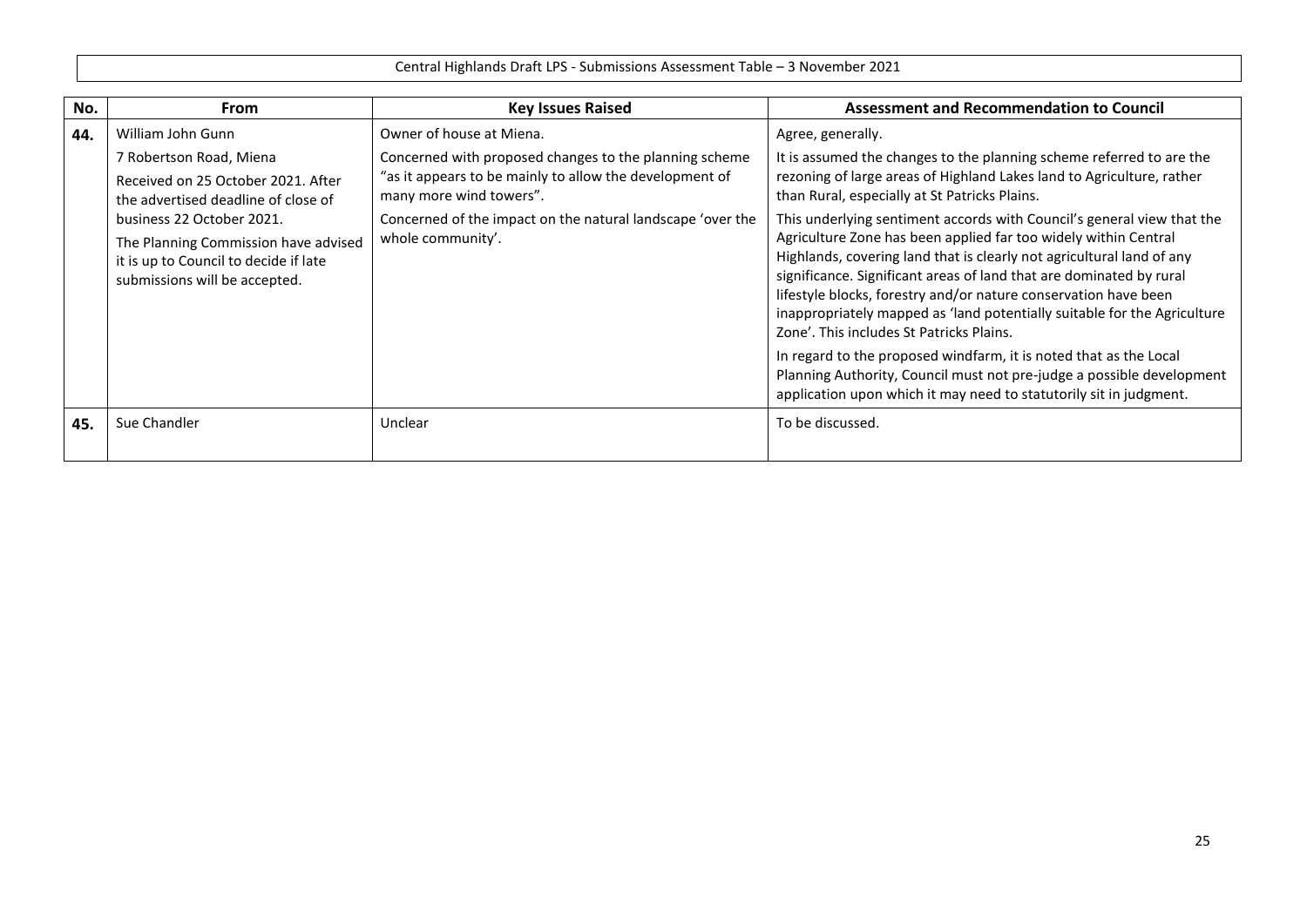Central Highlands Draft LPS - Submissions Assessment Table – 3 November 2021

| No. | From | Key Issues Raised | Assessment and Recommendation to Council |
|---|---|---|---|
| **44.** | William John Gunn<br><br>7 Robertson Road, Miena<br><br>Received on 25 October 2021. After the advertised deadline of close of business 22 October 2021.<br><br>The Planning Commission have advised it is up to Council to decide if late submissions will be accepted. | Owner of house at Miena.<br><br>Concerned with proposed changes to the planning scheme "as it appears to be mainly to allow the development of many more wind towers".<br><br>Concerned of the impact on the natural landscape 'over the whole community'. | Agree, generally.<br><br>It is assumed the changes to the planning scheme referred to are the rezoning of large areas of Highland Lakes land to Agriculture, rather than Rural, especially at St Patricks Plains.<br><br>This underlying sentiment accords with Council's general view that the Agriculture Zone has been applied far too widely within Central Highlands, covering land that is clearly not agricultural land of any significance. Significant areas of land that are dominated by rural lifestyle blocks, forestry and/or nature conservation have been inappropriately mapped as 'land potentially suitable for the Agriculture Zone'. This includes St Patricks Plains.<br><br>In regard to the proposed windfarm, it is noted that as the Local Planning Authority, Council must not pre-judge a possible development application upon which it may need to statutorily sit in judgment. |
| **45.** | Sue Chandler | Unclear | To be discussed. |